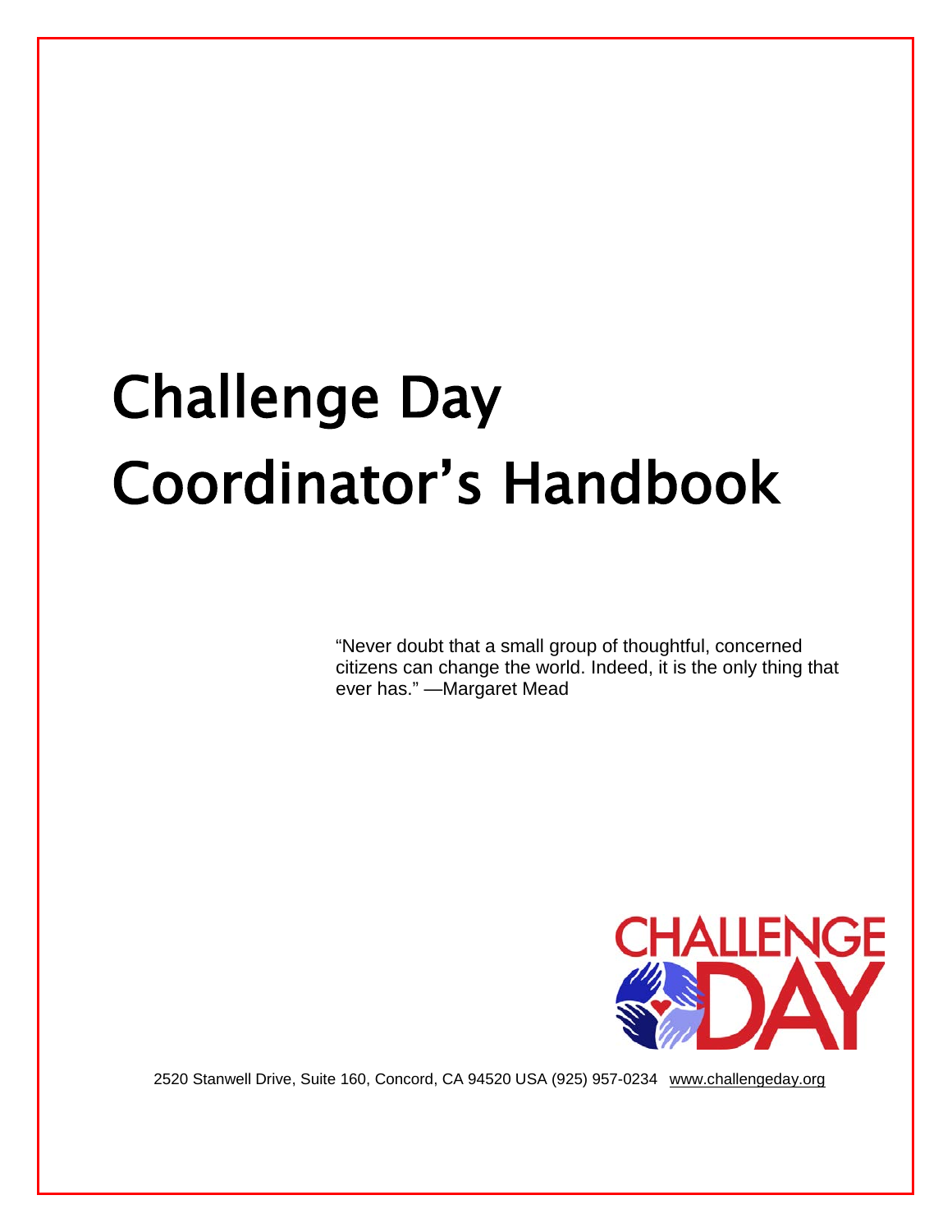# Challenge Day Coordinator's Handbook

"Never doubt that a small group of thoughtful, concerned citizens can change the world. Indeed, it is the only thing that ever has." —Margaret Mead

CHALLENGE DAY

2520 Stanwell Drive, Suite 160, Concord, CA 94520 USA (925) 957-0234 www.challengeday.org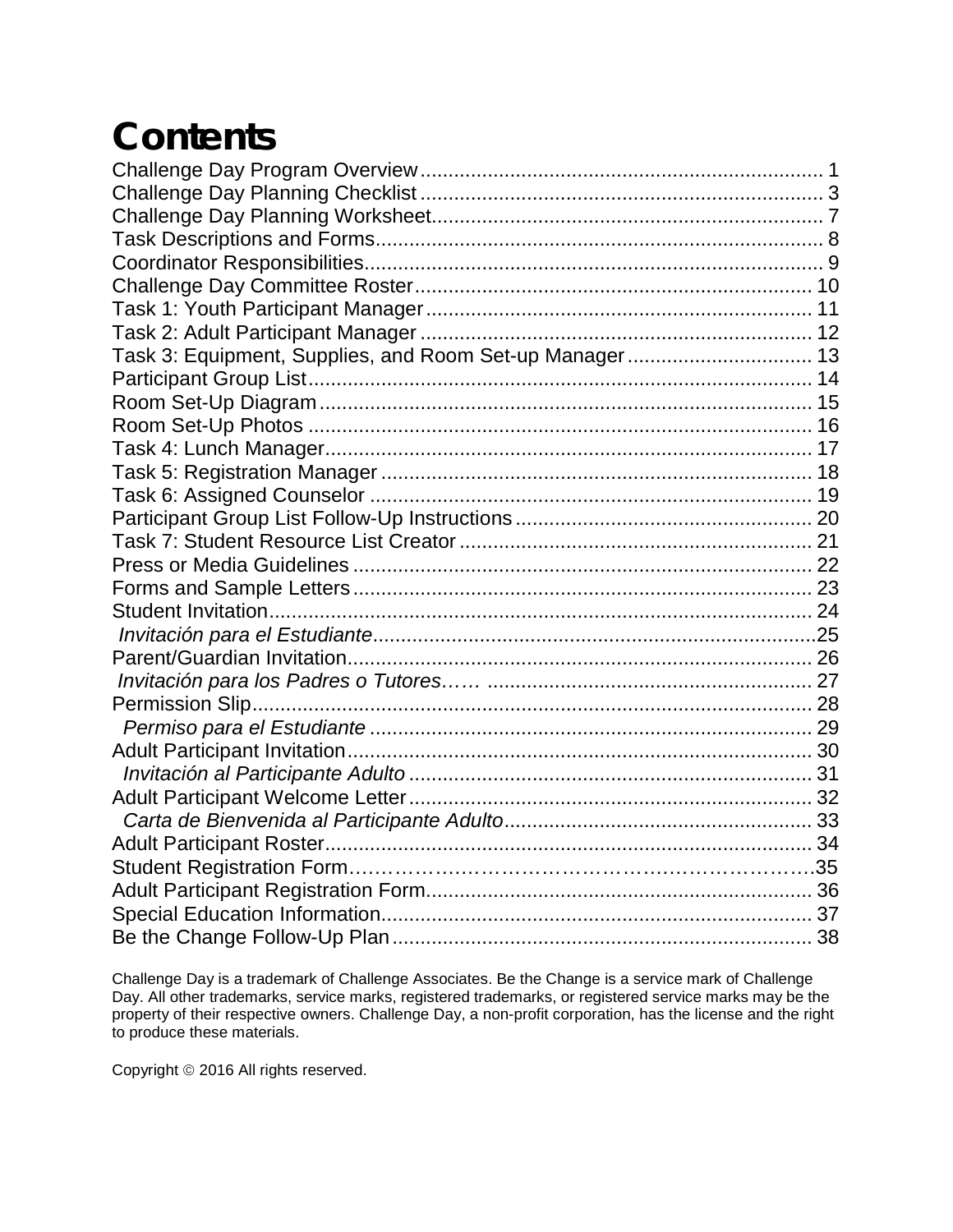# Contents

Challenge Day Program Overview ........................................................................ 1
Challenge Day Planning Checklist ........................................................................ 3
Challenge Day Planning Worksheet ...................................................................... 7
Task Descriptions and Forms ................................................................................ 8
Coordinator Responsibilities ................................................................................. 9
Challenge Day Committee Roster ....................................................................... 10
Task 1: Youth Participant Manager ..................................................................... 11
Task 2: Adult Participant Manager ...................................................................... 12
Task 3: Equipment, Supplies, and Room Set-up Manager ................................. 13
Participant Group List .......................................................................................... 14
Room Set-Up Diagram ......................................................................................... 15
Room Set-Up Photos ........................................................................................... 16
Task 4: Lunch Manager ....................................................................................... 17
Task 5: Registration Manager .............................................................................. 18
Task 6: Assigned Counselor ................................................................................ 19
Participant Group List Follow-Up Instructions ..................................................... 20
Task 7: Student Resource List Creator ............................................................... 21
Press or Media Guidelines .................................................................................. 22
Forms and Sample Letters .................................................................................. 23
Student Invitation ................................................................................................. 24
*Invitación para el Estudiante* ............................................................................. 25
Parent/Guardian Invitation ................................................................................... 26
*Invitación para los Padres o Tutores……* .......................................................... 27
Permission Slip .................................................................................................... 28
*Permiso para el Estudiante* ............................................................................... 29
Adult Participant Invitation ................................................................................... 30
*Invitación al Participante Adulto* ......................................................................... 31
Adult Participant Welcome Letter ........................................................................ 32
*Carta de Bienvenida al Participante Adulto* ....................................................... 33
Adult Participant Roster ....................................................................................... 34
Student Registration Form………………………………………………………….35
Adult Participant Registration Form ..................................................................... 36
Special Education Information ............................................................................. 37
Be the Change Follow-Up Plan ........................................................................... 38

Challenge Day is a trademark of Challenge Associates. Be the Change is a service mark of Challenge Day. All other trademarks, service marks, registered trademarks, or registered service marks may be the property of their respective owners. Challenge Day, a non-profit corporation, has the license and the right to produce these materials.

Copyright © 2016 All rights reserved.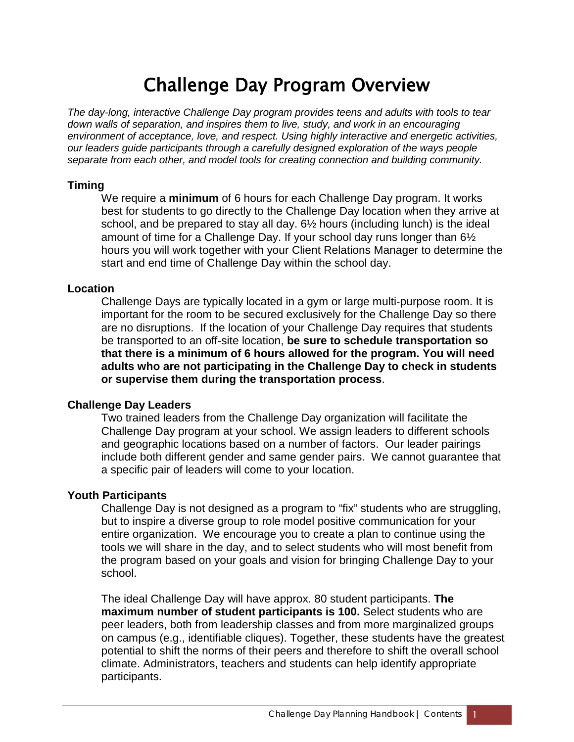# Challenge Day Program Overview

*The day-long, interactive Challenge Day program provides teens and adults with tools to tear down walls of separation, and inspires them to live, study, and work in an encouraging environment of acceptance, love, and respect. Using highly interactive and energetic activities, our leaders guide participants through a carefully designed exploration of the ways people separate from each other, and model tools for creating connection and building community.*

### Timing

We require a **minimum** of 6 hours for each Challenge Day program. It works best for students to go directly to the Challenge Day location when they arrive at school, and be prepared to stay all day. 6½ hours (including lunch) is the ideal amount of time for a Challenge Day. If your school day runs longer than 6½ hours you will work together with your Client Relations Manager to determine the start and end time of Challenge Day within the school day.

### Location

Challenge Days are typically located in a gym or large multi-purpose room. It is important for the room to be secured exclusively for the Challenge Day so there are no disruptions. If the location of your Challenge Day requires that students be transported to an off-site location, **be sure to schedule transportation so that there is a minimum of 6 hours allowed for the program. You will need adults who are not participating in the Challenge Day to check in students or supervise them during the transportation process**.

### Challenge Day Leaders

Two trained leaders from the Challenge Day organization will facilitate the Challenge Day program at your school. We assign leaders to different schools and geographic locations based on a number of factors. Our leader pairings include both different gender and same gender pairs. We cannot guarantee that a specific pair of leaders will come to your location.

### Youth Participants

Challenge Day is not designed as a program to "fix" students who are struggling, but to inspire a diverse group to role model positive communication for your entire organization. We encourage you to create a plan to continue using the tools we will share in the day, and to select students who will most benefit from the program based on your goals and vision for bringing Challenge Day to your school.

The ideal Challenge Day will have approx. 80 student participants. **The maximum number of student participants is 100.** Select students who are peer leaders, both from leadership classes and from more marginalized groups on campus (e.g., identifiable cliques). Together, these students have the greatest potential to shift the norms of their peers and therefore to shift the overall school climate. Administrators, teachers and students can help identify appropriate participants.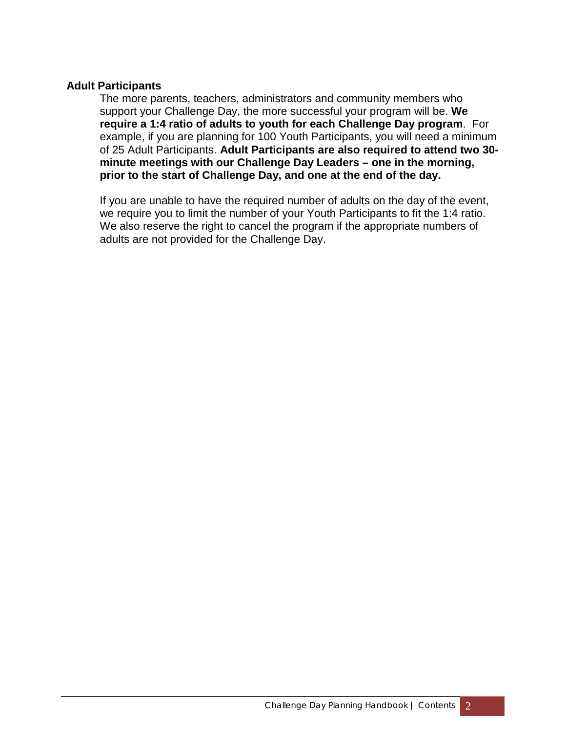### Adult Participants

The more parents, teachers, administrators and community members who support your Challenge Day, the more successful your program will be. **We require a 1:4 ratio of adults to youth for each Challenge Day program**. For example, if you are planning for 100 Youth Participants, you will need a minimum of 25 Adult Participants. **Adult Participants are also required to attend two 30-minute meetings with our Challenge Day Leaders – one in the morning, prior to the start of Challenge Day, and one at the end of the day.**

If you are unable to have the required number of adults on the day of the event, we require you to limit the number of your Youth Participants to fit the 1:4 ratio. We also reserve the right to cancel the program if the appropriate numbers of adults are not provided for the Challenge Day.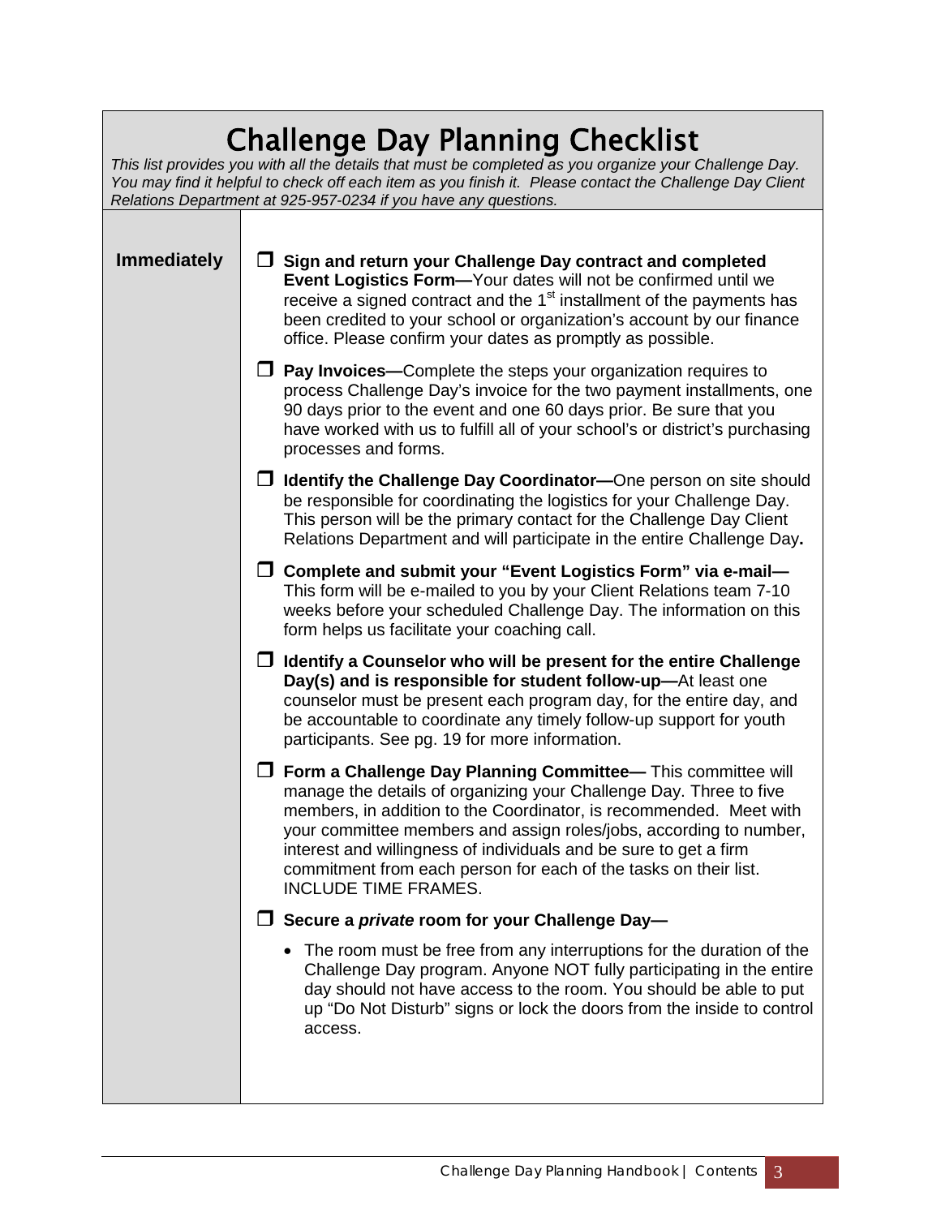# Challenge Day Planning Checklist

*This list provides you with all the details that must be completed as you organize your Challenge Day. You may find it helpful to check off each item as you finish it. Please contact the Challenge Day Client Relations Department at 925-957-0234 if you have any questions.*

## Immediately

- ❒ **Sign and return your Challenge Day contract and completed Event Logistics Form—**Your dates will not be confirmed until we receive a signed contract and the 1st installment of the payments has been credited to your school or organization's account by our finance office. Please confirm your dates as promptly as possible.
- ❒ **Pay Invoices—**Complete the steps your organization requires to process Challenge Day's invoice for the two payment installments, one 90 days prior to the event and one 60 days prior. Be sure that you have worked with us to fulfill all of your school's or district's purchasing processes and forms.
- ❒ **Identify the Challenge Day Coordinator—**One person on site should be responsible for coordinating the logistics for your Challenge Day. This person will be the primary contact for the Challenge Day Client Relations Department and will participate in the entire Challenge Day**.**
- ❒ **Complete and submit your "Event Logistics Form" via e-mail—**This form will be e-mailed to you by your Client Relations team 7-10 weeks before your scheduled Challenge Day. The information on this form helps us facilitate your coaching call.
- ❒ **Identify a Counselor who will be present for the entire Challenge Day(s) and is responsible for student follow-up—**At least one counselor must be present each program day, for the entire day, and be accountable to coordinate any timely follow-up support for youth participants. See pg. 19 for more information.
- ❒ **Form a Challenge Day Planning Committee—** This committee will manage the details of organizing your Challenge Day. Three to five members, in addition to the Coordinator, is recommended. Meet with your committee members and assign roles/jobs, according to number, interest and willingness of individuals and be sure to get a firm commitment from each person for each of the tasks on their list. INCLUDE TIME FRAMES.
- ❒ **Secure a *private* room for your Challenge Day—**
  - The room must be free from any interruptions for the duration of the Challenge Day program. Anyone NOT fully participating in the entire day should not have access to the room. You should be able to put up "Do Not Disturb" signs or lock the doors from the inside to control access.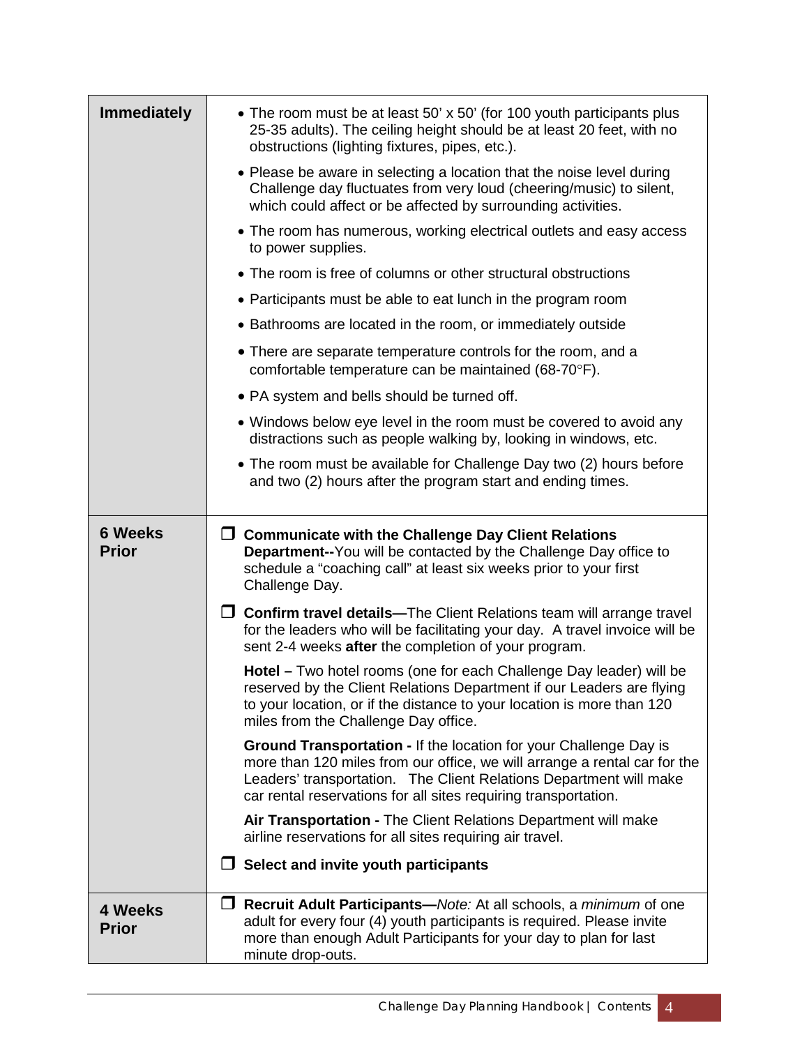| | |
|---|---|
| **Immediately** | • The room must be at least 50' x 50' (for 100 youth participants plus 25-35 adults). The ceiling height should be at least 20 feet, with no obstructions (lighting fixtures, pipes, etc.).<br>• Please be aware in selecting a location that the noise level during Challenge day fluctuates from very loud (cheering/music) to silent, which could affect or be affected by surrounding activities.<br>• The room has numerous, working electrical outlets and easy access to power supplies.<br>• The room is free of columns or other structural obstructions<br>• Participants must be able to eat lunch in the program room<br>• Bathrooms are located in the room, or immediately outside<br>• There are separate temperature controls for the room, and a comfortable temperature can be maintained (68-70°F).<br>• PA system and bells should be turned off.<br>• Windows below eye level in the room must be covered to avoid any distractions such as people walking by, looking in windows, etc.<br>• The room must be available for Challenge Day two (2) hours before and two (2) hours after the program start and ending times. |
| **6 Weeks Prior** | ❒ **Communicate with the Challenge Day Client Relations Department--**You will be contacted by the Challenge Day office to schedule a "coaching call" at least six weeks prior to your first Challenge Day.<br>❒ **Confirm travel details—**The Client Relations team will arrange travel for the leaders who will be facilitating your day. A travel invoice will be sent 2-4 weeks **after** the completion of your program.<br>**Hotel –** Two hotel rooms (one for each Challenge Day leader) will be reserved by the Client Relations Department if our Leaders are flying to your location, or if the distance to your location is more than 120 miles from the Challenge Day office.<br>**Ground Transportation -** If the location for your Challenge Day is more than 120 miles from our office, we will arrange a rental car for the Leaders' transportation. The Client Relations Department will make car rental reservations for all sites requiring transportation.<br>**Air Transportation -** The Client Relations Department will make airline reservations for all sites requiring air travel.<br>❒ **Select and invite youth participants** |
| **4 Weeks Prior** | ❒ **Recruit Adult Participants—***Note:* At all schools, a *minimum* of one adult for every four (4) youth participants is required. Please invite more than enough Adult Participants for your day to plan for last minute drop-outs. |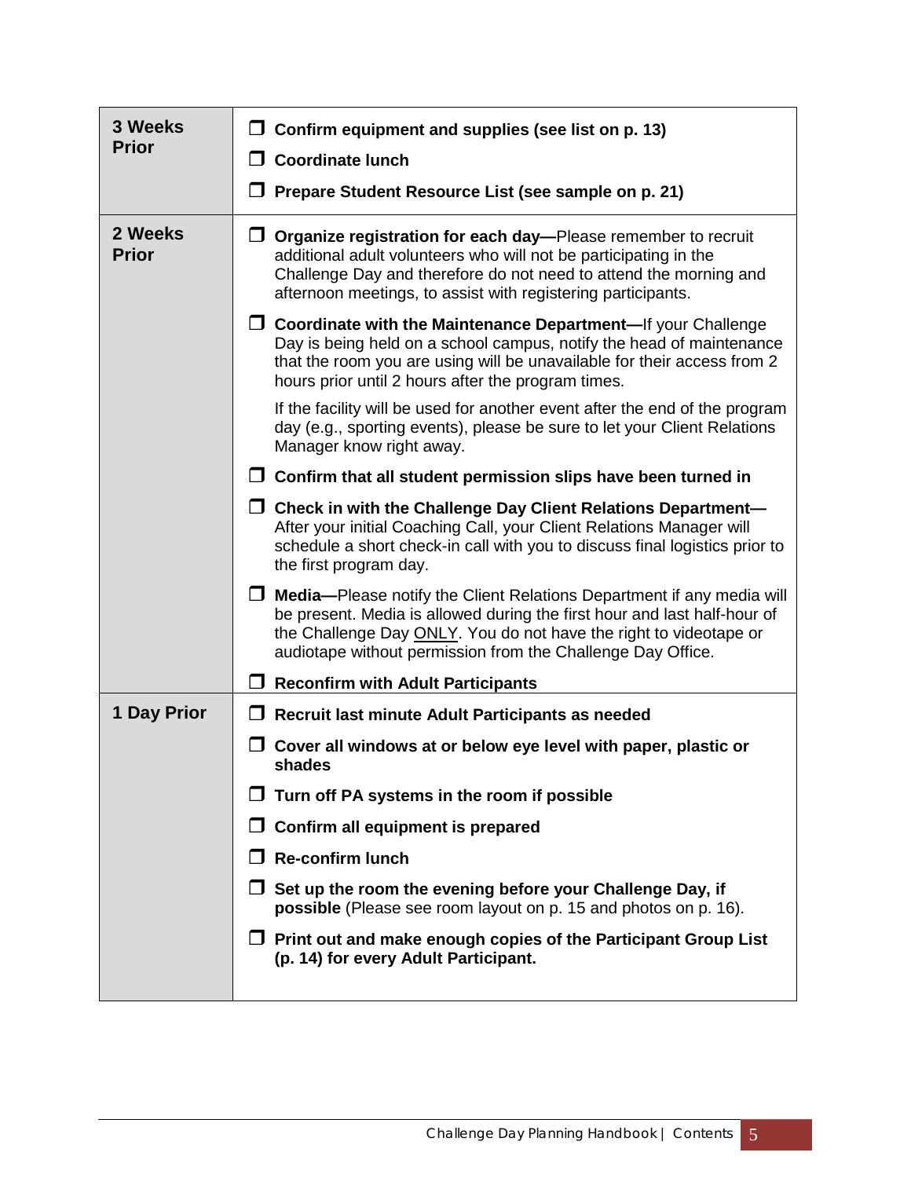| | |
|---|---|
| **3 Weeks Prior** | ❒ **Confirm equipment and supplies (see list on p. 13)**<br>❒ **Coordinate lunch**<br>❒ **Prepare Student Resource List (see sample on p. 21)** |
| **2 Weeks Prior** | ❒ **Organize registration for each day—**Please remember to recruit additional adult volunteers who will not be participating in the Challenge Day and therefore do not need to attend the morning and afternoon meetings, to assist with registering participants.<br>❒ **Coordinate with the Maintenance Department—**If your Challenge Day is being held on a school campus, notify the head of maintenance that the room you are using will be unavailable for their access from 2 hours prior until 2 hours after the program times.<br>If the facility will be used for another event after the end of the program day (e.g., sporting events), please be sure to let your Client Relations Manager know right away.<br>❒ **Confirm that all student permission slips have been turned in**<br>❒ **Check in with the Challenge Day Client Relations Department—**After your initial Coaching Call, your Client Relations Manager will schedule a short check-in call with you to discuss final logistics prior to the first program day.<br>❒ **Media—**Please notify the Client Relations Department if any media will be present. Media is allowed during the first hour and last half-hour of the Challenge Day <u>ONLY</u>. You do not have the right to videotape or audiotape without permission from the Challenge Day Office.<br>❒ **Reconfirm with Adult Participants** |
| **1 Day Prior** | ❒ **Recruit last minute Adult Participants as needed**<br>❒ **Cover all windows at or below eye level with paper, plastic or shades**<br>❒ **Turn off PA systems in the room if possible**<br>❒ **Confirm all equipment is prepared**<br>❒ **Re-confirm lunch**<br>❒ **Set up the room the evening before your Challenge Day, if possible** (Please see room layout on p. 15 and photos on p. 16).<br>❒ **Print out and make enough copies of the Participant Group List (p. 14) for every Adult Participant.** |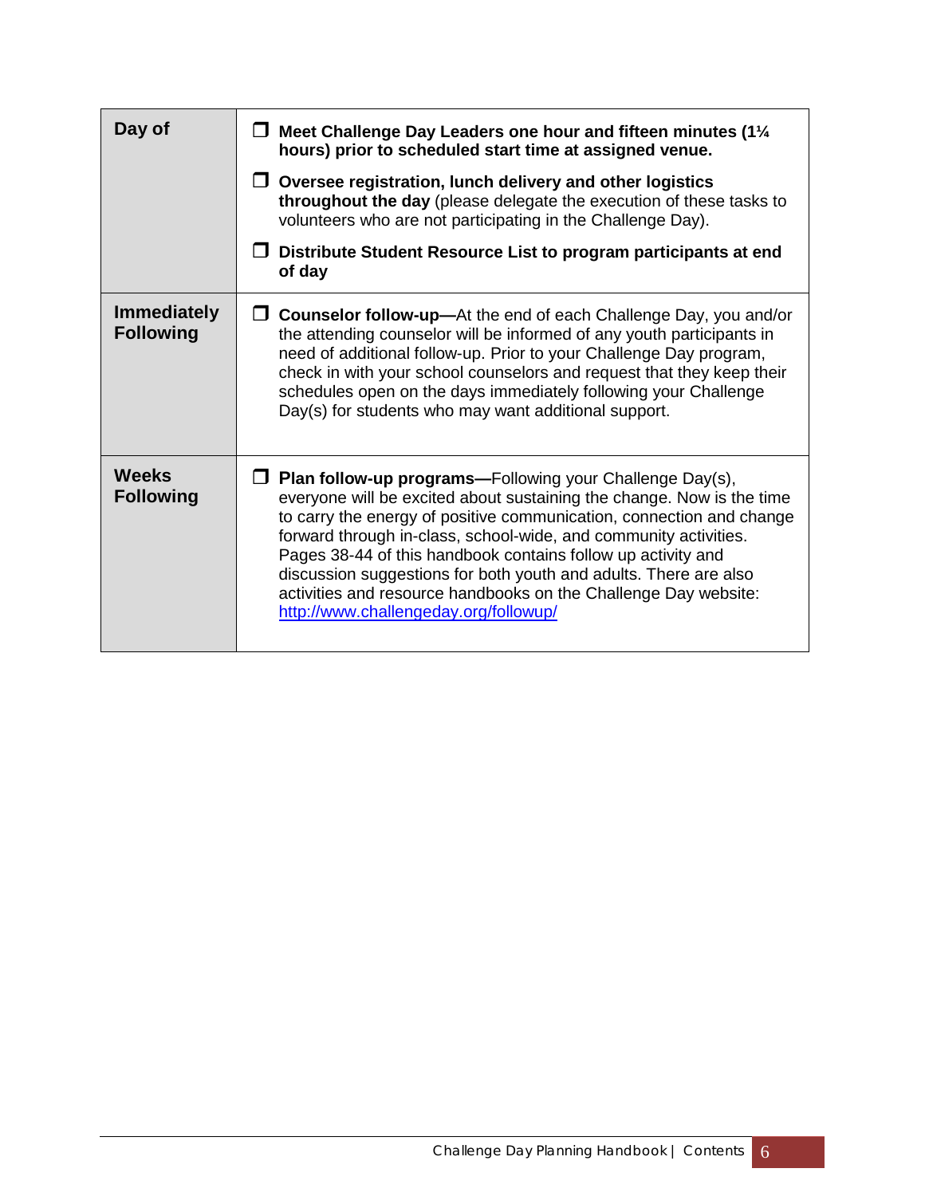| | |
|---|---|
| **Day of** | ❒ **Meet Challenge Day Leaders one hour and fifteen minutes (1¼ hours) prior to scheduled start time at assigned venue.**<br><br>❒ **Oversee registration, lunch delivery and other logistics throughout the day** (please delegate the execution of these tasks to volunteers who are not participating in the Challenge Day).<br><br>❒ **Distribute Student Resource List to program participants at end of day** |
| **Immediately Following** | ❒ **Counselor follow-up—**At the end of each Challenge Day, you and/or the attending counselor will be informed of any youth participants in need of additional follow-up. Prior to your Challenge Day program, check in with your school counselors and request that they keep their schedules open on the days immediately following your Challenge Day(s) for students who may want additional support. |
| **Weeks Following** | ❒ **Plan follow-up programs—**Following your Challenge Day(s), everyone will be excited about sustaining the change. Now is the time to carry the energy of positive communication, connection and change forward through in-class, school-wide, and community activities. Pages 38-44 of this handbook contains follow up activity and discussion suggestions for both youth and adults. There are also activities and resource handbooks on the Challenge Day website: [http://www.challengeday.org/followup/](http://www.challengeday.org/followup/) |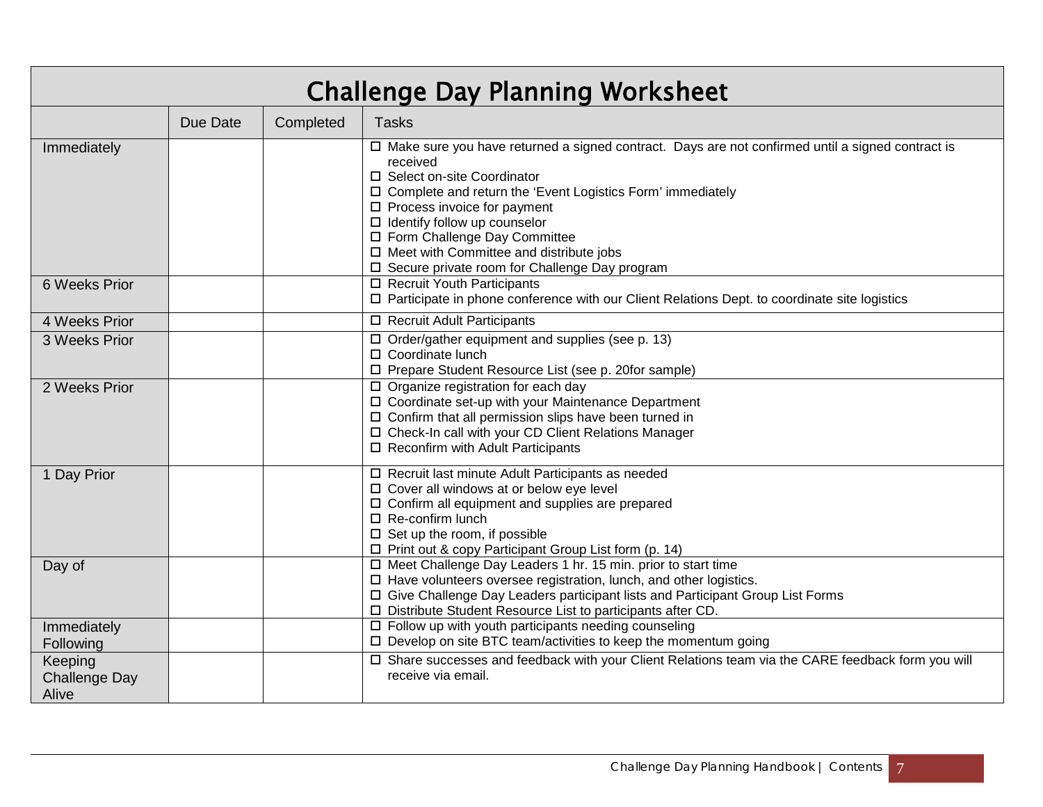# Challenge Day Planning Worksheet

| | Due Date | Completed | Tasks |
|---|---|---|---|
| Immediately | | | ☐ Make sure you have returned a signed contract. Days are not confirmed until a signed contract is received<br>☐ Select on-site Coordinator<br>☐ Complete and return the 'Event Logistics Form' immediately<br>☐ Process invoice for payment<br>☐ Identify follow up counselor<br>☐ Form Challenge Day Committee<br>☐ Meet with Committee and distribute jobs<br>☐ Secure private room for Challenge Day program |
| 6 Weeks Prior | | | ☐ Recruit Youth Participants<br>☐ Participate in phone conference with our Client Relations Dept. to coordinate site logistics |
| 4 Weeks Prior | | | ☐ Recruit Adult Participants |
| 3 Weeks Prior | | | ☐ Order/gather equipment and supplies (see p. 13)<br>☐ Coordinate lunch<br>☐ Prepare Student Resource List (see p. 20for sample) |
| 2 Weeks Prior | | | ☐ Organize registration for each day<br>☐ Coordinate set-up with your Maintenance Department<br>☐ Confirm that all permission slips have been turned in<br>☐ Check-In call with your CD Client Relations Manager<br>☐ Reconfirm with Adult Participants |
| 1 Day Prior | | | ☐ Recruit last minute Adult Participants as needed<br>☐ Cover all windows at or below eye level<br>☐ Confirm all equipment and supplies are prepared<br>☐ Re-confirm lunch<br>☐ Set up the room, if possible<br>☐ Print out & copy Participant Group List form (p. 14) |
| Day of | | | ☐ Meet Challenge Day Leaders 1 hr. 15 min. prior to start time<br>☐ Have volunteers oversee registration, lunch, and other logistics.<br>☐ Give Challenge Day Leaders participant lists and Participant Group List Forms<br>☐ Distribute Student Resource List to participants after CD. |
| Immediately Following | | | ☐ Follow up with youth participants needing counseling<br>☐ Develop on site BTC team/activities to keep the momentum going |
| Keeping Challenge Day Alive | | | ☐ Share successes and feedback with your Client Relations team via the CARE feedback form you will receive via email. |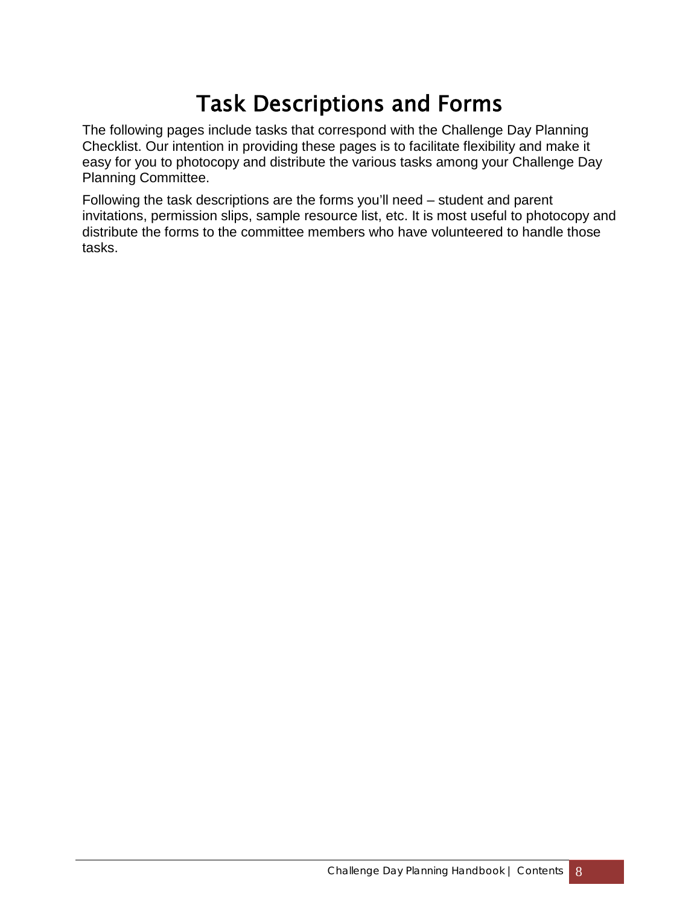# Task Descriptions and Forms

The following pages include tasks that correspond with the Challenge Day Planning Checklist. Our intention in providing these pages is to facilitate flexibility and make it easy for you to photocopy and distribute the various tasks among your Challenge Day Planning Committee.

Following the task descriptions are the forms you'll need – student and parent invitations, permission slips, sample resource list, etc. It is most useful to photocopy and distribute the forms to the committee members who have volunteered to handle those tasks.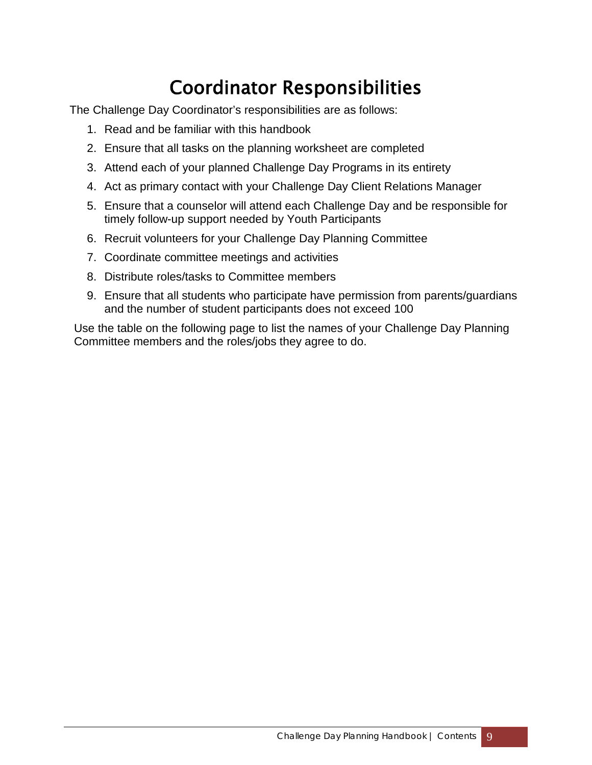# Coordinator Responsibilities

The Challenge Day Coordinator's responsibilities are as follows:

1. Read and be familiar with this handbook
2. Ensure that all tasks on the planning worksheet are completed
3. Attend each of your planned Challenge Day Programs in its entirety
4. Act as primary contact with your Challenge Day Client Relations Manager
5. Ensure that a counselor will attend each Challenge Day and be responsible for timely follow-up support needed by Youth Participants
6. Recruit volunteers for your Challenge Day Planning Committee
7. Coordinate committee meetings and activities
8. Distribute roles/tasks to Committee members
9. Ensure that all students who participate have permission from parents/guardians and the number of student participants does not exceed 100

Use the table on the following page to list the names of your Challenge Day Planning Committee members and the roles/jobs they agree to do.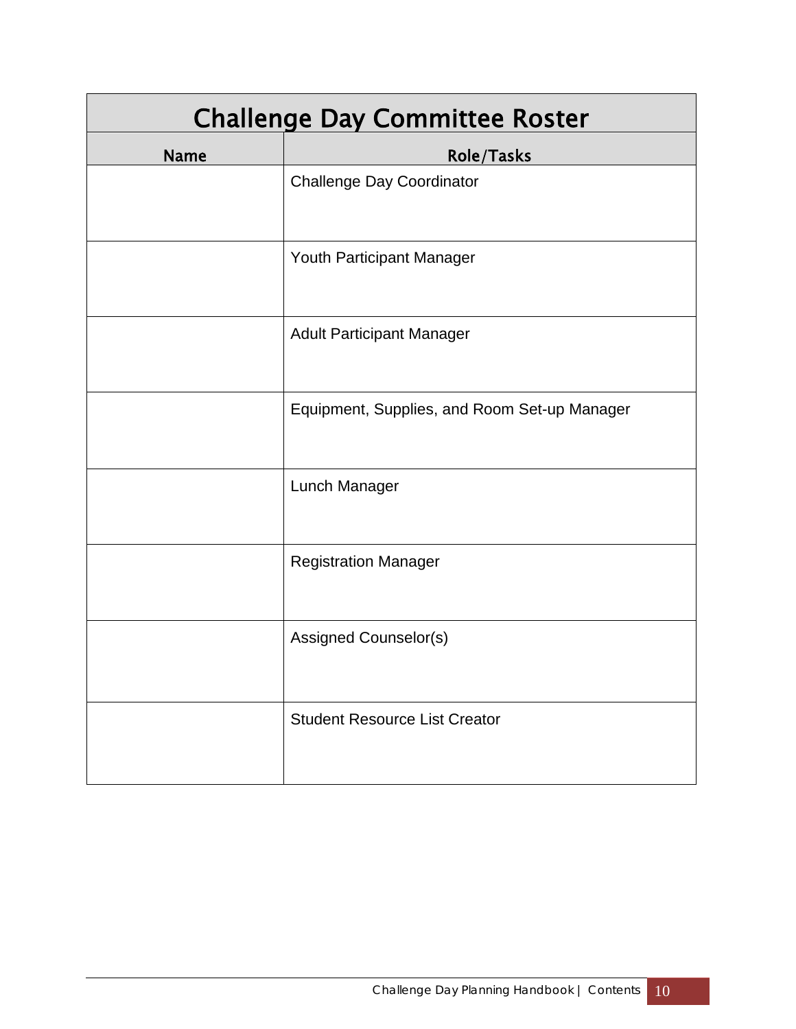# Challenge Day Committee Roster

| Name | Role/Tasks |
|---|---|
| | Challenge Day Coordinator |
| | Youth Participant Manager |
| | Adult Participant Manager |
| | Equipment, Supplies, and Room Set-up Manager |
| | Lunch Manager |
| | Registration Manager |
| | Assigned Counselor(s) |
| | Student Resource List Creator |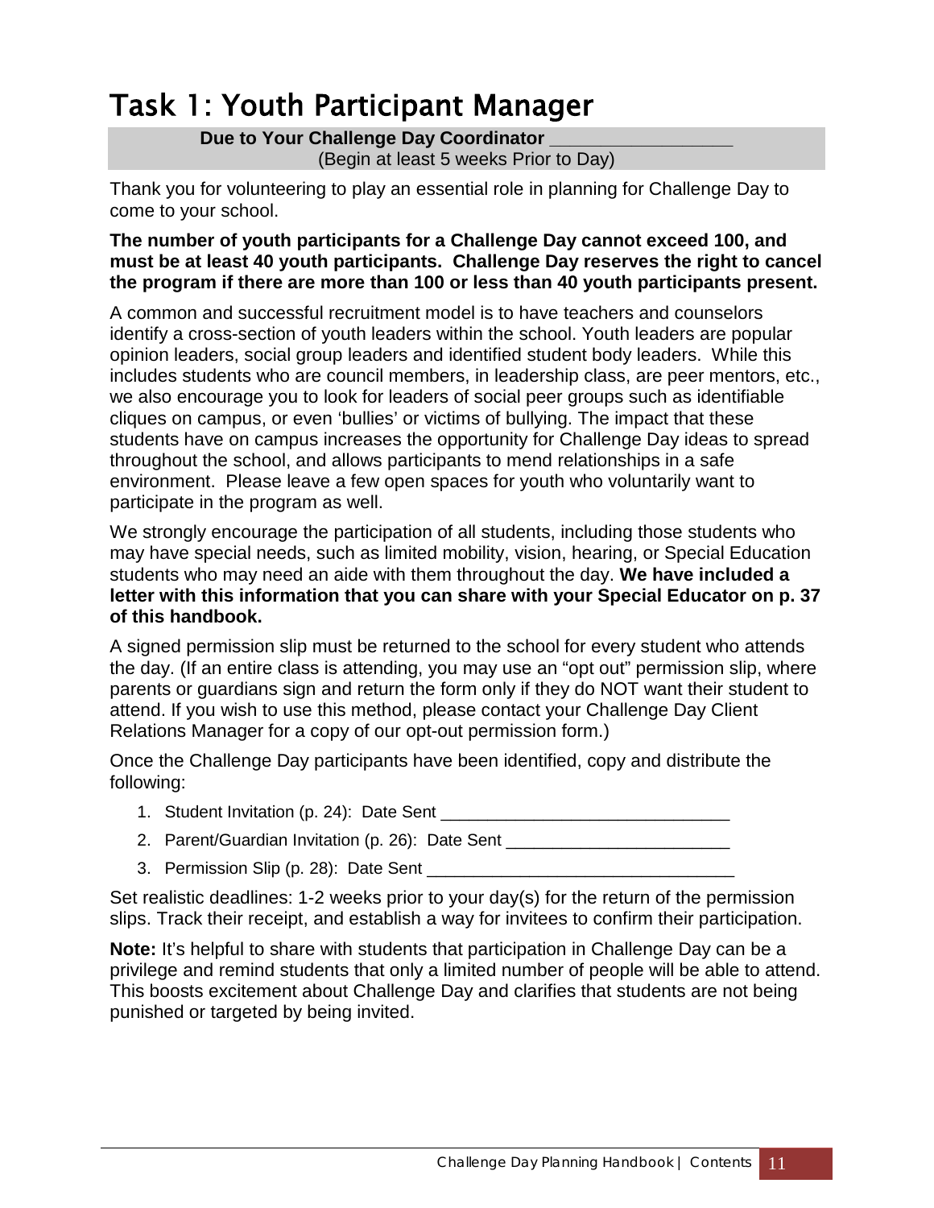# Task 1: Youth Participant Manager

**Due to Your Challenge Day Coordinator \_\_\_\_\_\_\_\_\_\_\_\_\_\_\_\_\_\_**
(Begin at least 5 weeks Prior to Day)

Thank you for volunteering to play an essential role in planning for Challenge Day to come to your school.

**The number of youth participants for a Challenge Day cannot exceed 100, and must be at least 40 youth participants. Challenge Day reserves the right to cancel the program if there are more than 100 or less than 40 youth participants present.**

A common and successful recruitment model is to have teachers and counselors identify a cross-section of youth leaders within the school. Youth leaders are popular opinion leaders, social group leaders and identified student body leaders. While this includes students who are council members, in leadership class, are peer mentors, etc., we also encourage you to look for leaders of social peer groups such as identifiable cliques on campus, or even 'bullies' or victims of bullying. The impact that these students have on campus increases the opportunity for Challenge Day ideas to spread throughout the school, and allows participants to mend relationships in a safe environment. Please leave a few open spaces for youth who voluntarily want to participate in the program as well.

We strongly encourage the participation of all students, including those students who may have special needs, such as limited mobility, vision, hearing, or Special Education students who may need an aide with them throughout the day. **We have included a letter with this information that you can share with your Special Educator on p. 37 of this handbook.**

A signed permission slip must be returned to the school for every student who attends the day. (If an entire class is attending, you may use an "opt out" permission slip, where parents or guardians sign and return the form only if they do NOT want their student to attend. If you wish to use this method, please contact your Challenge Day Client Relations Manager for a copy of our opt-out permission form.)

Once the Challenge Day participants have been identified, copy and distribute the following:

1. Student Invitation (p. 24): Date Sent \_\_\_\_\_\_\_\_\_\_\_\_\_\_\_\_\_\_\_\_\_\_\_\_\_\_\_\_\_\_
2. Parent/Guardian Invitation (p. 26): Date Sent \_\_\_\_\_\_\_\_\_\_\_\_\_\_\_\_\_\_\_\_\_\_\_\_
3. Permission Slip (p. 28): Date Sent \_\_\_\_\_\_\_\_\_\_\_\_\_\_\_\_\_\_\_\_\_\_\_\_\_\_\_\_\_\_\_\_

Set realistic deadlines: 1-2 weeks prior to your day(s) for the return of the permission slips. Track their receipt, and establish a way for invitees to confirm their participation.

**Note:** It's helpful to share with students that participation in Challenge Day can be a privilege and remind students that only a limited number of people will be able to attend. This boosts excitement about Challenge Day and clarifies that students are not being punished or targeted by being invited.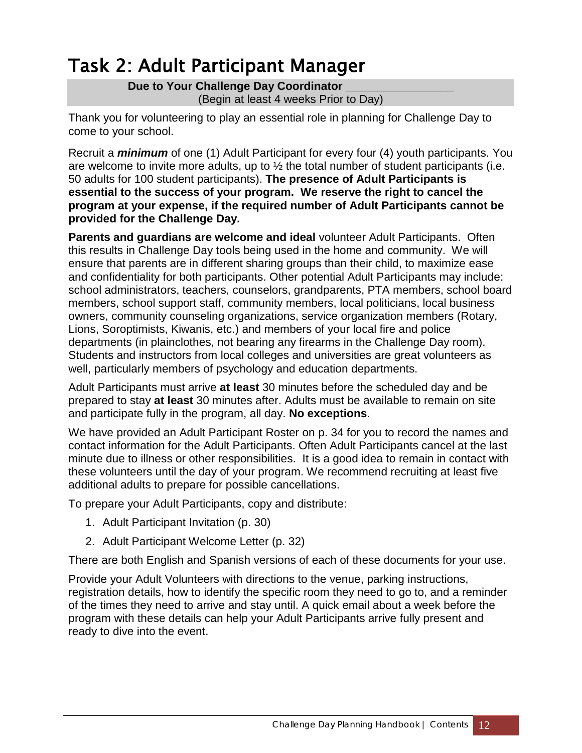# Task 2: Adult Participant Manager

**Due to Your Challenge Day Coordinator \_\_\_\_\_\_\_\_\_\_\_\_\_\_\_\_\_**
(Begin at least 4 weeks Prior to Day)

Thank you for volunteering to play an essential role in planning for Challenge Day to come to your school.

Recruit a ***minimum*** of one (1) Adult Participant for every four (4) youth participants. You are welcome to invite more adults, up to ½ the total number of student participants (i.e. 50 adults for 100 student participants). **The presence of Adult Participants is essential to the success of your program. We reserve the right to cancel the program at your expense, if the required number of Adult Participants cannot be provided for the Challenge Day.**

**Parents and guardians are welcome and ideal** volunteer Adult Participants. Often this results in Challenge Day tools being used in the home and community. We will ensure that parents are in different sharing groups than their child, to maximize ease and confidentiality for both participants. Other potential Adult Participants may include: school administrators, teachers, counselors, grandparents, PTA members, school board members, school support staff, community members, local politicians, local business owners, community counseling organizations, service organization members (Rotary, Lions, Soroptimists, Kiwanis, etc.) and members of your local fire and police departments (in plainclothes, not bearing any firearms in the Challenge Day room). Students and instructors from local colleges and universities are great volunteers as well, particularly members of psychology and education departments.

Adult Participants must arrive **at least** 30 minutes before the scheduled day and be prepared to stay **at least** 30 minutes after. Adults must be available to remain on site and participate fully in the program, all day. **No exceptions**.

We have provided an Adult Participant Roster on p. 34 for you to record the names and contact information for the Adult Participants. Often Adult Participants cancel at the last minute due to illness or other responsibilities. It is a good idea to remain in contact with these volunteers until the day of your program. We recommend recruiting at least five additional adults to prepare for possible cancellations.

To prepare your Adult Participants, copy and distribute:

1. Adult Participant Invitation (p. 30)
2. Adult Participant Welcome Letter (p. 32)

There are both English and Spanish versions of each of these documents for your use.

Provide your Adult Volunteers with directions to the venue, parking instructions, registration details, how to identify the specific room they need to go to, and a reminder of the times they need to arrive and stay until. A quick email about a week before the program with these details can help your Adult Participants arrive fully present and ready to dive into the event.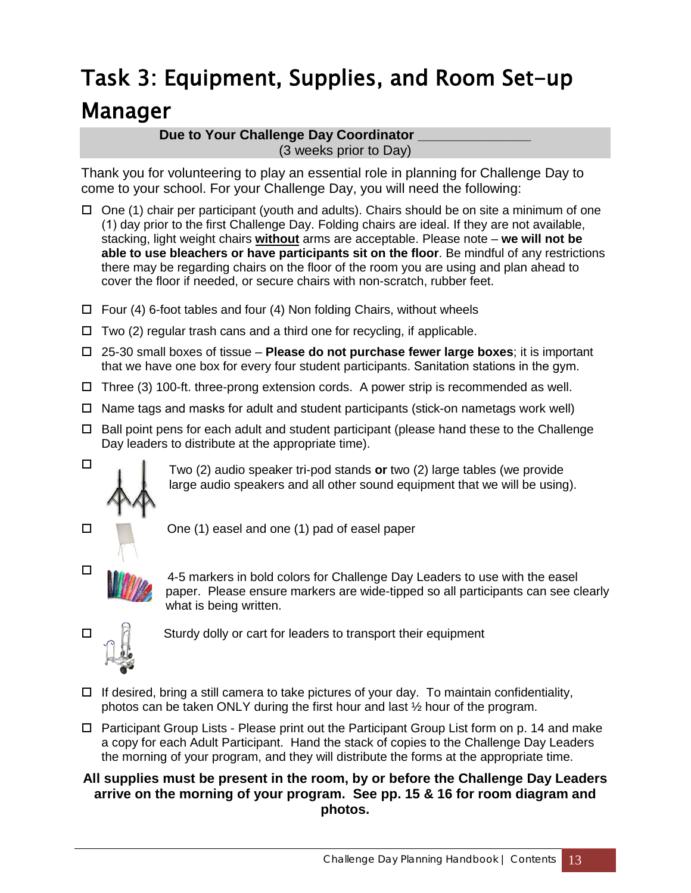# Task 3: Equipment, Supplies, and Room Set-up Manager

**Due to Your Challenge Day Coordinator _______________**
(3 weeks prior to Day)

Thank you for volunteering to play an essential role in planning for Challenge Day to come to your school. For your Challenge Day, you will need the following:

- ☐ One (1) chair per participant (youth and adults). Chairs should be on site a minimum of one (1) day prior to the first Challenge Day. Folding chairs are ideal. If they are not available, stacking, light weight chairs **without** arms are acceptable. Please note – **we will not be able to use bleachers or have participants sit on the floor**. Be mindful of any restrictions there may be regarding chairs on the floor of the room you are using and plan ahead to cover the floor if needed, or secure chairs with non-scratch, rubber feet.
- ☐ Four (4) 6-foot tables and four (4) Non folding Chairs, without wheels
- ☐ Two (2) regular trash cans and a third one for recycling, if applicable.
- ☐ 25-30 small boxes of tissue – **Please do not purchase fewer large boxes**; it is important that we have one box for every four student participants. Sanitation stations in the gym.
- ☐ Three (3) 100-ft. three-prong extension cords. A power strip is recommended as well.
- ☐ Name tags and masks for adult and student participants (stick-on nametags work well)
- ☐ Ball point pens for each adult and student participant (please hand these to the Challenge Day leaders to distribute at the appropriate time).
- ☐ Two (2) audio speaker tri-pod stands **or** two (2) large tables (we provide large audio speakers and all other sound equipment that we will be using).
- ☐ One (1) easel and one (1) pad of easel paper
- ☐ 4-5 markers in bold colors for Challenge Day Leaders to use with the easel paper. Please ensure markers are wide-tipped so all participants can see clearly what is being written.
- ☐ Sturdy dolly or cart for leaders to transport their equipment
- ☐ If desired, bring a still camera to take pictures of your day. To maintain confidentiality, photos can be taken ONLY during the first hour and last ½ hour of the program.
- ☐ Participant Group Lists - Please print out the Participant Group List form on p. 14 and make a copy for each Adult Participant. Hand the stack of copies to the Challenge Day Leaders the morning of your program, and they will distribute the forms at the appropriate time.

**All supplies must be present in the room, by or before the Challenge Day Leaders arrive on the morning of your program. See pp. 15 & 16 for room diagram and photos.**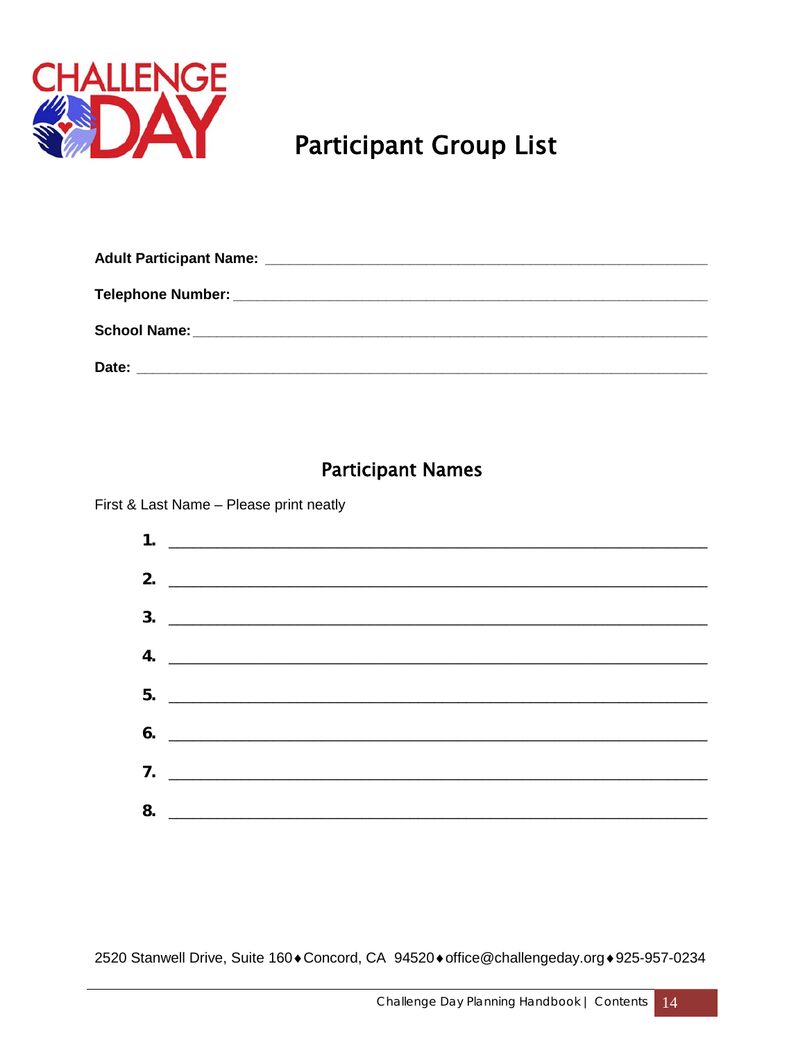# Participant Group List

**Adult Participant Name:** ______________________________________________

**Telephone Number:** ______________________________________________

**School Name:** ______________________________________________

**Date:** ______________________________________________

## Participant Names

First & Last Name – Please print neatly

1. ______________________________________________
2. ______________________________________________
3. ______________________________________________
4. ______________________________________________
5. ______________________________________________
6. ______________________________________________
7. ______________________________________________
8. ______________________________________________

2520 Stanwell Drive, Suite 160 ♦ Concord, CA 94520 ♦ office@challengeday.org ♦ 925-957-0234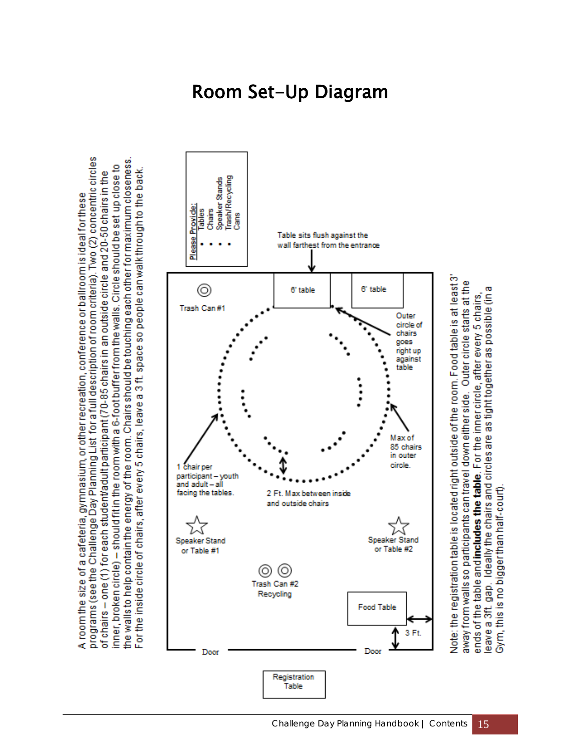# Room Set-Up Diagram

A room the size of a cafeteria, gymnasium, or other recreation, conference or ballroom is ideal for these programs (see the Challenge Day Planning List for a full description of room criteria). Two (2) concentric circles of chairs – one (1) for each student/adult participant (70-85 chairs in an outside circle and 20-50 chairs in the inner, broken circle) – should fit in the room with a 6-foot buffer from the walls. Circle should be set up close to the walls to help contain the energy of the room. Chairs should be touching each other for maximum closeness. For the inside circle of chairs, after every 5 chairs, leave a 3 ft. space so people can walk through to the back.

**Please Provide:**

- Tables
- Chairs
- Speaker Stands
- Trash/Recycling Cans

Table sits flush against the wall farthest from the entrance

6' table

6' table

Trash Can #1

Outer circle of chairs goes right up against table

Max of 85 chairs in outer circle.

1 chair per participant – youth and adult – all facing the tables.

2 Ft. Max between inside and outside chairs

Speaker Stand or Table #1

Speaker Stand or Table #2

Trash Can #2 Recycling

Food Table

3 Ft.

Door

Door

Registration Table

Note: the registration table is located right outside of the room. Food table is at least 3' away from walls so participants can travel down either side. Outer circle starts at the ends of the table and **includes the table**. For the inner circle, after every 5 chairs, leave a 3ft. gap. Ideally the chairs and circles are as tight together as possible (in a Gym, this is no bigger than half-court).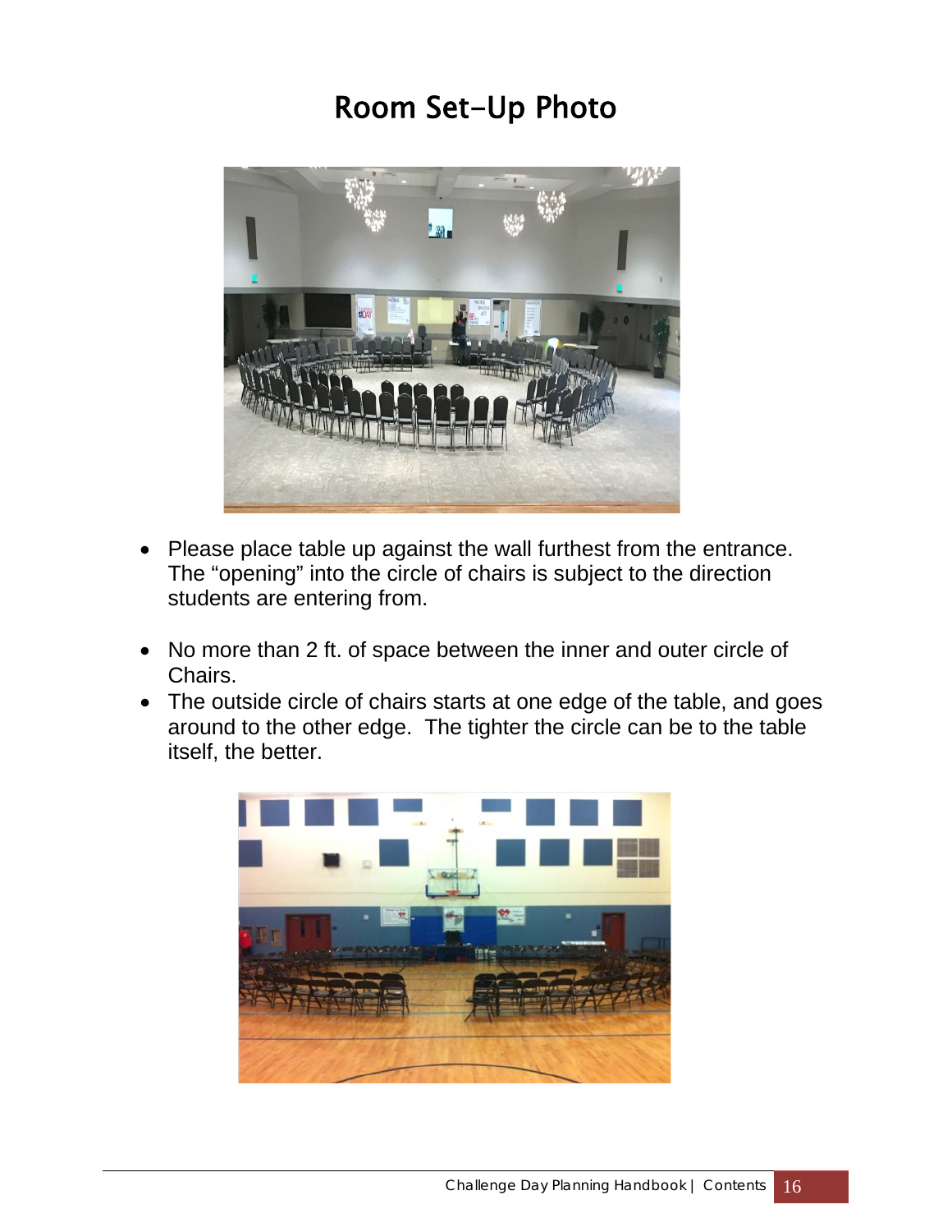# Room Set-Up Photo

- Please place table up against the wall furthest from the entrance. The “opening” into the circle of chairs is subject to the direction students are entering from.
- No more than 2 ft. of space between the inner and outer circle of Chairs.
- The outside circle of chairs starts at one edge of the table, and goes around to the other edge. The tighter the circle can be to the table itself, the better.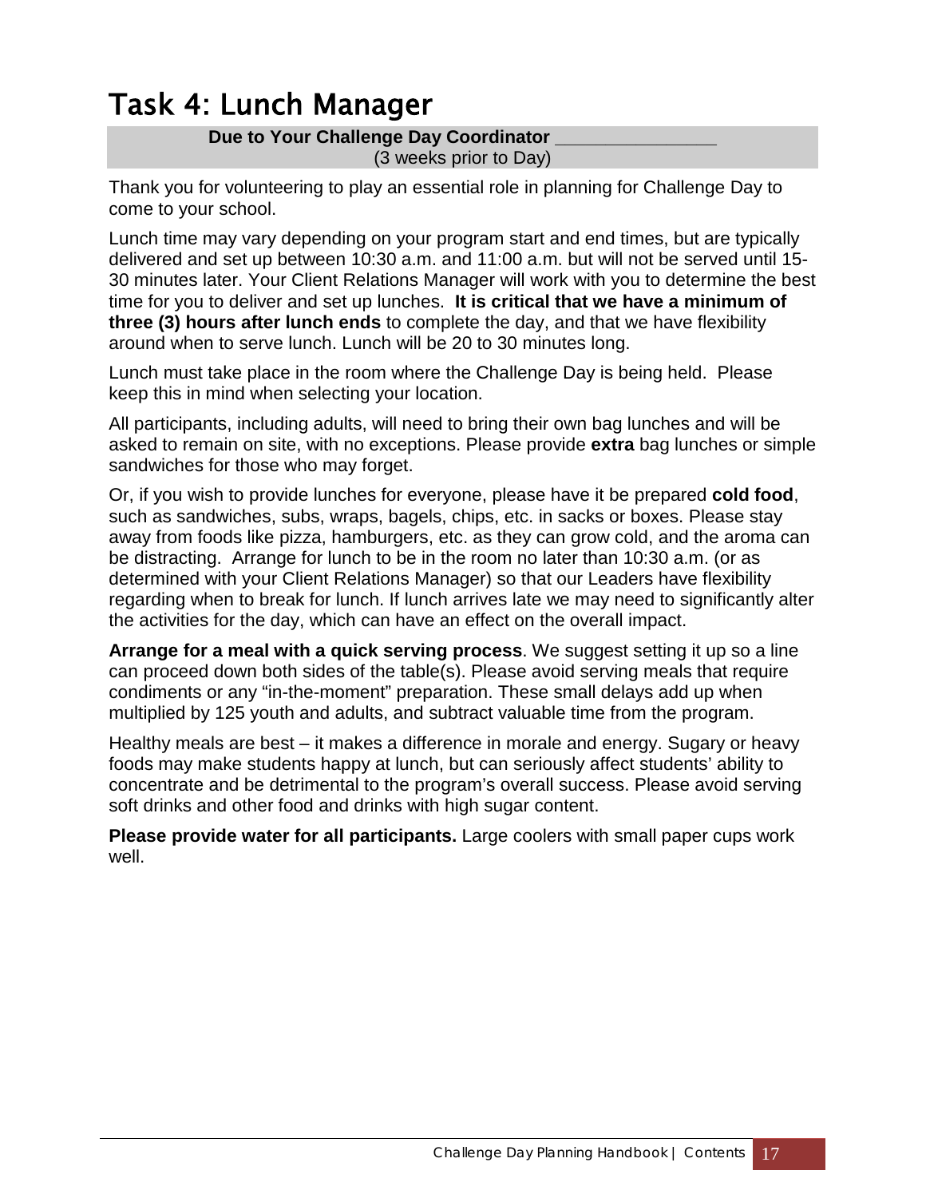# Task 4: Lunch Manager

**Due to Your Challenge Day Coordinator ________________**
(3 weeks prior to Day)

Thank you for volunteering to play an essential role in planning for Challenge Day to come to your school.

Lunch time may vary depending on your program start and end times, but are typically delivered and set up between 10:30 a.m. and 11:00 a.m. but will not be served until 15-30 minutes later. Your Client Relations Manager will work with you to determine the best time for you to deliver and set up lunches. **It is critical that we have a minimum of three (3) hours after lunch ends** to complete the day, and that we have flexibility around when to serve lunch. Lunch will be 20 to 30 minutes long.

Lunch must take place in the room where the Challenge Day is being held. Please keep this in mind when selecting your location.

All participants, including adults, will need to bring their own bag lunches and will be asked to remain on site, with no exceptions. Please provide **extra** bag lunches or simple sandwiches for those who may forget.

Or, if you wish to provide lunches for everyone, please have it be prepared **cold food**, such as sandwiches, subs, wraps, bagels, chips, etc. in sacks or boxes. Please stay away from foods like pizza, hamburgers, etc. as they can grow cold, and the aroma can be distracting. Arrange for lunch to be in the room no later than 10:30 a.m. (or as determined with your Client Relations Manager) so that our Leaders have flexibility regarding when to break for lunch. If lunch arrives late we may need to significantly alter the activities for the day, which can have an effect on the overall impact.

**Arrange for a meal with a quick serving process**. We suggest setting it up so a line can proceed down both sides of the table(s). Please avoid serving meals that require condiments or any "in-the-moment" preparation. These small delays add up when multiplied by 125 youth and adults, and subtract valuable time from the program.

Healthy meals are best – it makes a difference in morale and energy. Sugary or heavy foods may make students happy at lunch, but can seriously affect students' ability to concentrate and be detrimental to the program's overall success. Please avoid serving soft drinks and other food and drinks with high sugar content.

**Please provide water for all participants.** Large coolers with small paper cups work well.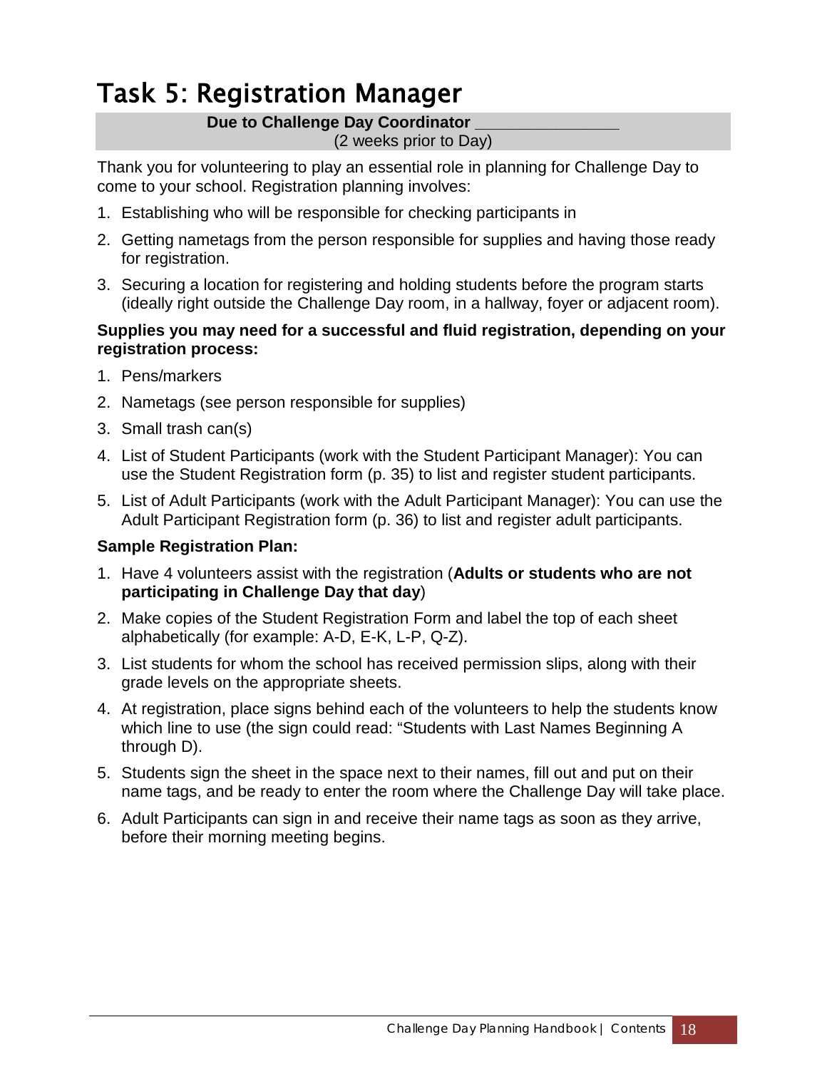# Task 5: Registration Manager

**Due to Challenge Day Coordinator \_\_\_\_\_\_\_\_\_\_\_\_\_\_\_\_**
(2 weeks prior to Day)

Thank you for volunteering to play an essential role in planning for Challenge Day to come to your school. Registration planning involves:

1. Establishing who will be responsible for checking participants in
2. Getting nametags from the person responsible for supplies and having those ready for registration.
3. Securing a location for registering and holding students before the program starts (ideally right outside the Challenge Day room, in a hallway, foyer or adjacent room).

**Supplies you may need for a successful and fluid registration, depending on your registration process:**

1. Pens/markers
2. Nametags (see person responsible for supplies)
3. Small trash can(s)
4. List of Student Participants (work with the Student Participant Manager): You can use the Student Registration form (p. 35) to list and register student participants.
5. List of Adult Participants (work with the Adult Participant Manager): You can use the Adult Participant Registration form (p. 36) to list and register adult participants.

**Sample Registration Plan:**

1. Have 4 volunteers assist with the registration (**Adults or students who are not participating in Challenge Day that day**)
2. Make copies of the Student Registration Form and label the top of each sheet alphabetically (for example: A-D, E-K, L-P, Q-Z).
3. List students for whom the school has received permission slips, along with their grade levels on the appropriate sheets.
4. At registration, place signs behind each of the volunteers to help the students know which line to use (the sign could read: "Students with Last Names Beginning A through D).
5. Students sign the sheet in the space next to their names, fill out and put on their name tags, and be ready to enter the room where the Challenge Day will take place.
6. Adult Participants can sign in and receive their name tags as soon as they arrive, before their morning meeting begins.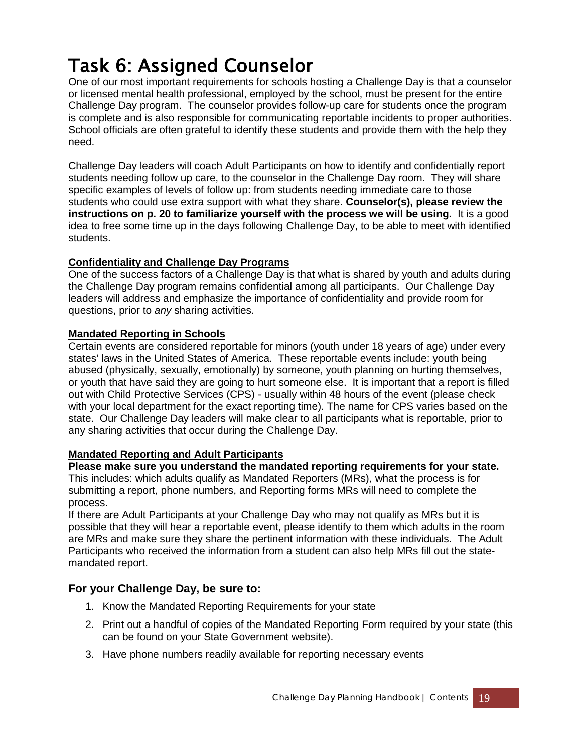# Task 6: Assigned Counselor

One of our most important requirements for schools hosting a Challenge Day is that a counselor or licensed mental health professional, employed by the school, must be present for the entire Challenge Day program. The counselor provides follow-up care for students once the program is complete and is also responsible for communicating reportable incidents to proper authorities. School officials are often grateful to identify these students and provide them with the help they need.

Challenge Day leaders will coach Adult Participants on how to identify and confidentially report students needing follow up care, to the counselor in the Challenge Day room. They will share specific examples of levels of follow up: from students needing immediate care to those students who could use extra support with what they share. **Counselor(s), please review the instructions on p. 20 to familiarize yourself with the process we will be using.** It is a good idea to free some time up in the days following Challenge Day, to be able to meet with identified students.

**Confidentiality and Challenge Day Programs**

One of the success factors of a Challenge Day is that what is shared by youth and adults during the Challenge Day program remains confidential among all participants. Our Challenge Day leaders will address and emphasize the importance of confidentiality and provide room for questions, prior to *any* sharing activities.

**Mandated Reporting in Schools**

Certain events are considered reportable for minors (youth under 18 years of age) under every states' laws in the United States of America. These reportable events include: youth being abused (physically, sexually, emotionally) by someone, youth planning on hurting themselves, or youth that have said they are going to hurt someone else. It is important that a report is filled out with Child Protective Services (CPS) - usually within 48 hours of the event (please check with your local department for the exact reporting time). The name for CPS varies based on the state. Our Challenge Day leaders will make clear to all participants what is reportable, prior to any sharing activities that occur during the Challenge Day.

**Mandated Reporting and Adult Participants**

**Please make sure you understand the mandated reporting requirements for your state.** This includes: which adults qualify as Mandated Reporters (MRs), what the process is for submitting a report, phone numbers, and Reporting forms MRs will need to complete the process.

If there are Adult Participants at your Challenge Day who may not qualify as MRs but it is possible that they will hear a reportable event, please identify to them which adults in the room are MRs and make sure they share the pertinent information with these individuals. The Adult Participants who received the information from a student can also help MRs fill out the state-mandated report.

### For your Challenge Day, be sure to:

1. Know the Mandated Reporting Requirements for your state
2. Print out a handful of copies of the Mandated Reporting Form required by your state (this can be found on your State Government website).
3. Have phone numbers readily available for reporting necessary events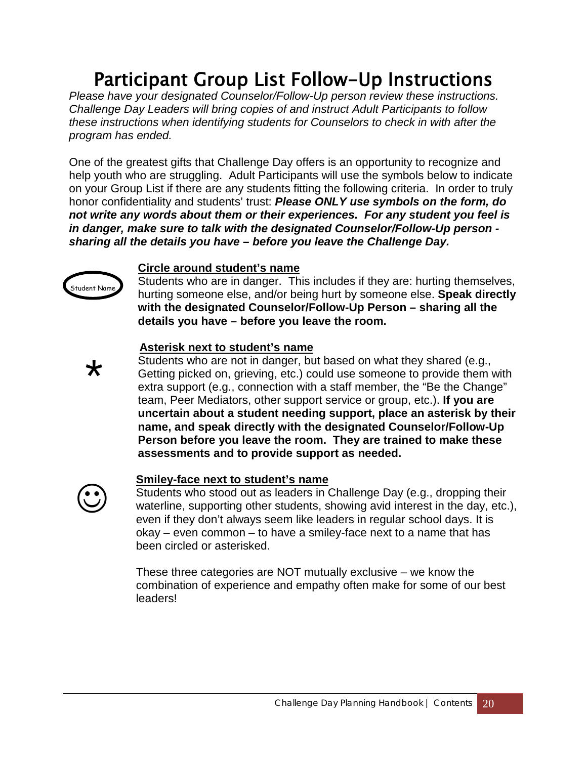# Participant Group List Follow-Up Instructions

*Please have your designated Counselor/Follow-Up person review these instructions. Challenge Day Leaders will bring copies of and instruct Adult Participants to follow these instructions when identifying students for Counselors to check in with after the program has ended.*

One of the greatest gifts that Challenge Day offers is an opportunity to recognize and help youth who are struggling. Adult Participants will use the symbols below to indicate on your Group List if there are any students fitting the following criteria. In order to truly honor confidentiality and students' trust: ***Please ONLY use symbols on the form, do not write any words about them or their experiences. For any student you feel is in danger, make sure to talk with the designated Counselor/Follow-Up person - sharing all the details you have – before you leave the Challenge Day.***

(Student Name)

**Circle around student's name**

Students who are in danger. This includes if they are: hurting themselves, hurting someone else, and/or being hurt by someone else. **Speak directly with the designated Counselor/Follow-Up Person – sharing all the details you have – before you leave the room.**

*

**Asterisk next to student's name**

Students who are not in danger, but based on what they shared (e.g., Getting picked on, grieving, etc.) could use someone to provide them with extra support (e.g., connection with a staff member, the "Be the Change" team, Peer Mediators, other support service or group, etc.). **If you are uncertain about a student needing support, place an asterisk by their name, and speak directly with the designated Counselor/Follow-Up Person before you leave the room. They are trained to make these assessments and to provide support as needed.**

☺

**Smiley-face next to student's name**

Students who stood out as leaders in Challenge Day (e.g., dropping their waterline, supporting other students, showing avid interest in the day, etc.), even if they don't always seem like leaders in regular school days. It is okay – even common – to have a smiley-face next to a name that has been circled or asterisked.

These three categories are NOT mutually exclusive – we know the combination of experience and empathy often make for some of our best leaders!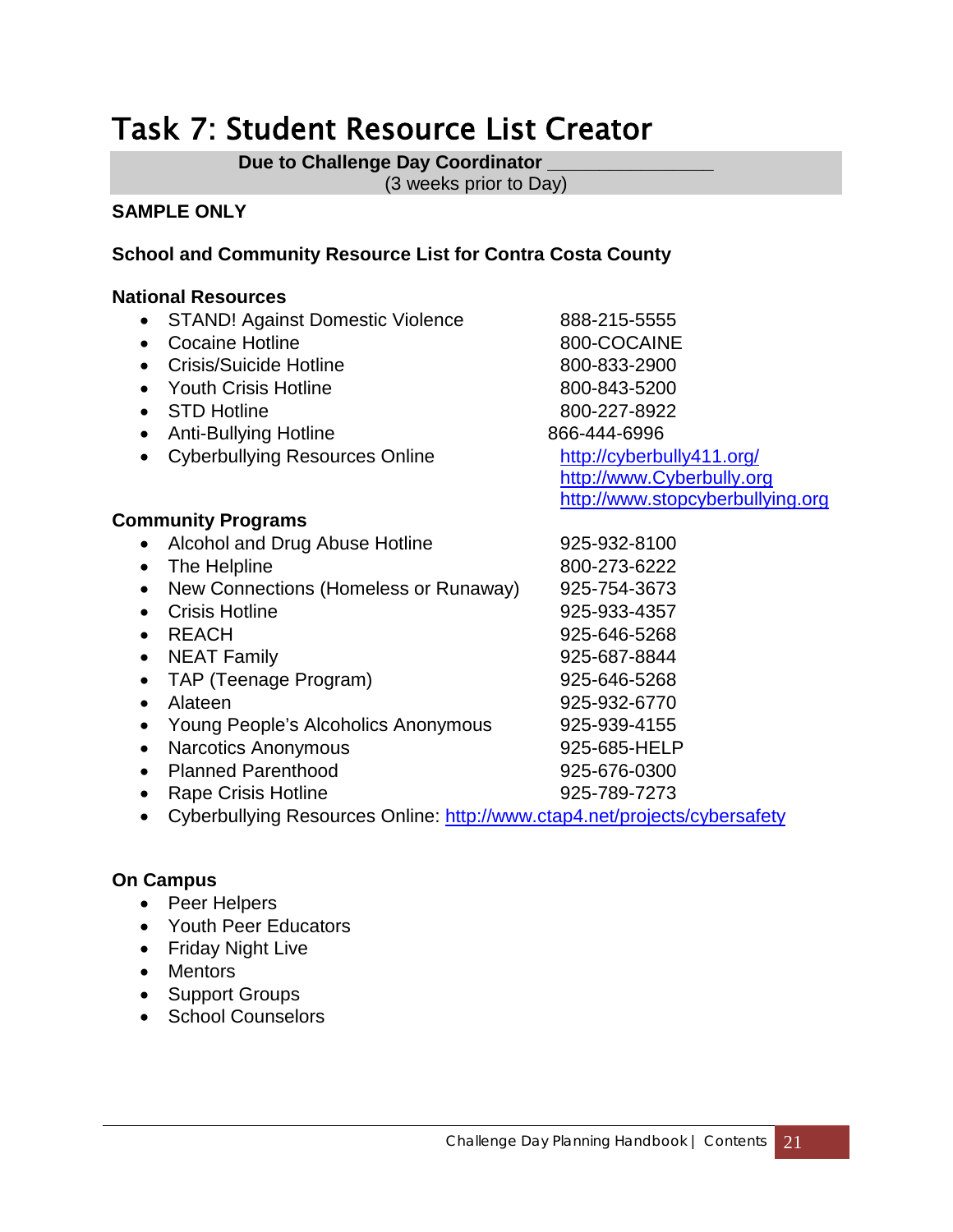# Task 7: Student Resource List Creator

**Due to Challenge Day Coordinator \_\_\_\_\_\_\_\_\_\_\_\_\_\_\_\_**
(3 weeks prior to Day)

**SAMPLE ONLY**

**School and Community Resource List for Contra Costa County**

**National Resources**

- STAND! Against Domestic Violence 888-215-5555
- Cocaine Hotline 800-COCAINE
- Crisis/Suicide Hotline 800-833-2900
- Youth Crisis Hotline 800-843-5200
- STD Hotline 800-227-8922
- Anti-Bullying Hotline 866-444-6996
- Cyberbullying Resources Online http://cyberbully411.org/ http://www.Cyberbully.org http://www.stopcyberbullying.org

**Community Programs**

- Alcohol and Drug Abuse Hotline 925-932-8100
- The Helpline 800-273-6222
- New Connections (Homeless or Runaway) 925-754-3673
- Crisis Hotline 925-933-4357
- REACH 925-646-5268
- NEAT Family 925-687-8844
- TAP (Teenage Program) 925-646-5268
- Alateen 925-932-6770
- Young People's Alcoholics Anonymous 925-939-4155
- Narcotics Anonymous 925-685-HELP
- Planned Parenthood 925-676-0300
- Rape Crisis Hotline 925-789-7273
- Cyberbullying Resources Online: http://www.ctap4.net/projects/cybersafety

**On Campus**

- Peer Helpers
- Youth Peer Educators
- Friday Night Live
- Mentors
- Support Groups
- School Counselors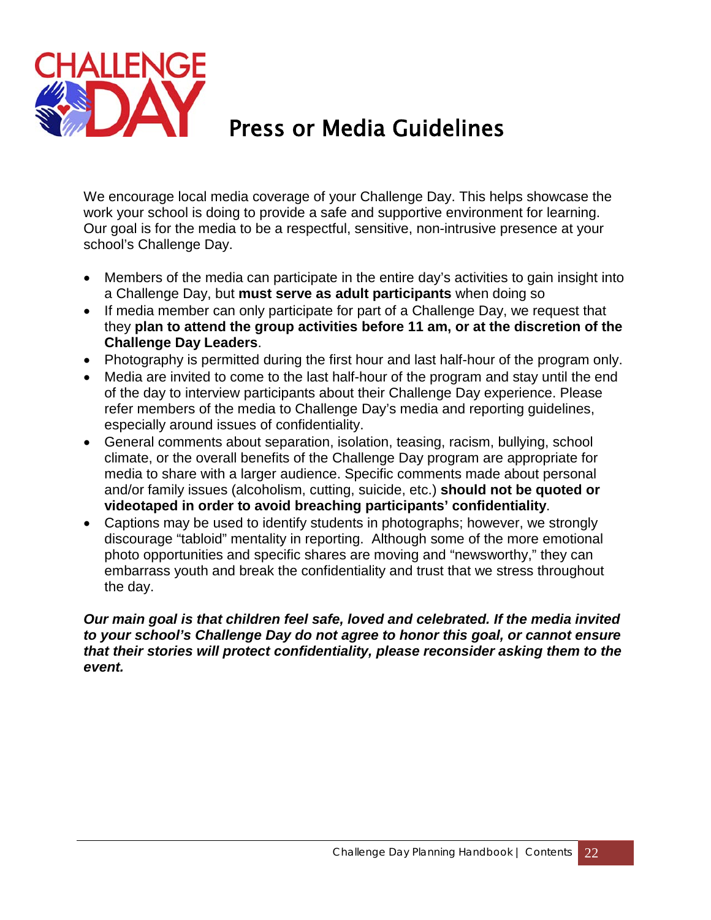# Press or Media Guidelines

We encourage local media coverage of your Challenge Day. This helps showcase the work your school is doing to provide a safe and supportive environment for learning. Our goal is for the media to be a respectful, sensitive, non-intrusive presence at your school's Challenge Day.

- Members of the media can participate in the entire day's activities to gain insight into a Challenge Day, but **must serve as adult participants** when doing so
- If media member can only participate for part of a Challenge Day, we request that they **plan to attend the group activities before 11 am, or at the discretion of the Challenge Day Leaders**.
- Photography is permitted during the first hour and last half-hour of the program only.
- Media are invited to come to the last half-hour of the program and stay until the end of the day to interview participants about their Challenge Day experience. Please refer members of the media to Challenge Day's media and reporting guidelines, especially around issues of confidentiality.
- General comments about separation, isolation, teasing, racism, bullying, school climate, or the overall benefits of the Challenge Day program are appropriate for media to share with a larger audience. Specific comments made about personal and/or family issues (alcoholism, cutting, suicide, etc.) **should not be quoted or videotaped in order to avoid breaching participants' confidentiality**.
- Captions may be used to identify students in photographs; however, we strongly discourage "tabloid" mentality in reporting. Although some of the more emotional photo opportunities and specific shares are moving and "newsworthy," they can embarrass youth and break the confidentiality and trust that we stress throughout the day.

***Our main goal is that children feel safe, loved and celebrated. If the media invited to your school's Challenge Day do not agree to honor this goal, or cannot ensure that their stories will protect confidentiality, please reconsider asking them to the event.***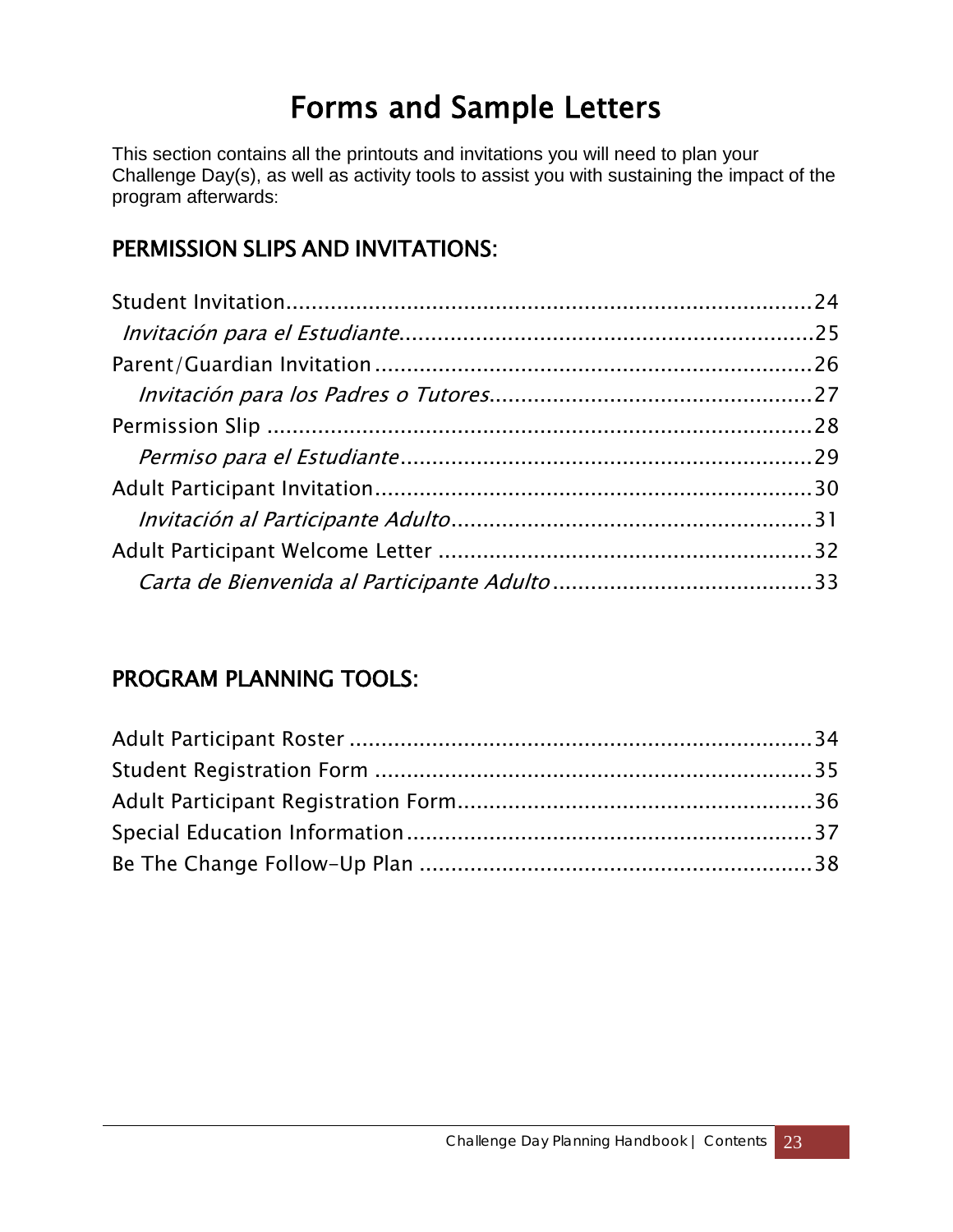# Forms and Sample Letters

This section contains all the printouts and invitations you will need to plan your Challenge Day(s), as well as activity tools to assist you with sustaining the impact of the program afterwards:

## PERMISSION SLIPS AND INVITATIONS:

Student Invitation.....24
*Invitación para el Estudiante*.....25
Parent/Guardian Invitation.....26
*Invitación para los Padres o Tutores*.....27
Permission Slip.....28
*Permiso para el Estudiante*.....29
Adult Participant Invitation.....30
*Invitación al Participante Adulto*.....31
Adult Participant Welcome Letter.....32
*Carta de Bienvenida al Participante Adulto*.....33

## PROGRAM PLANNING TOOLS:

Adult Participant Roster.....34
Student Registration Form.....35
Adult Participant Registration Form.....36
Special Education Information.....37
Be The Change Follow-Up Plan.....38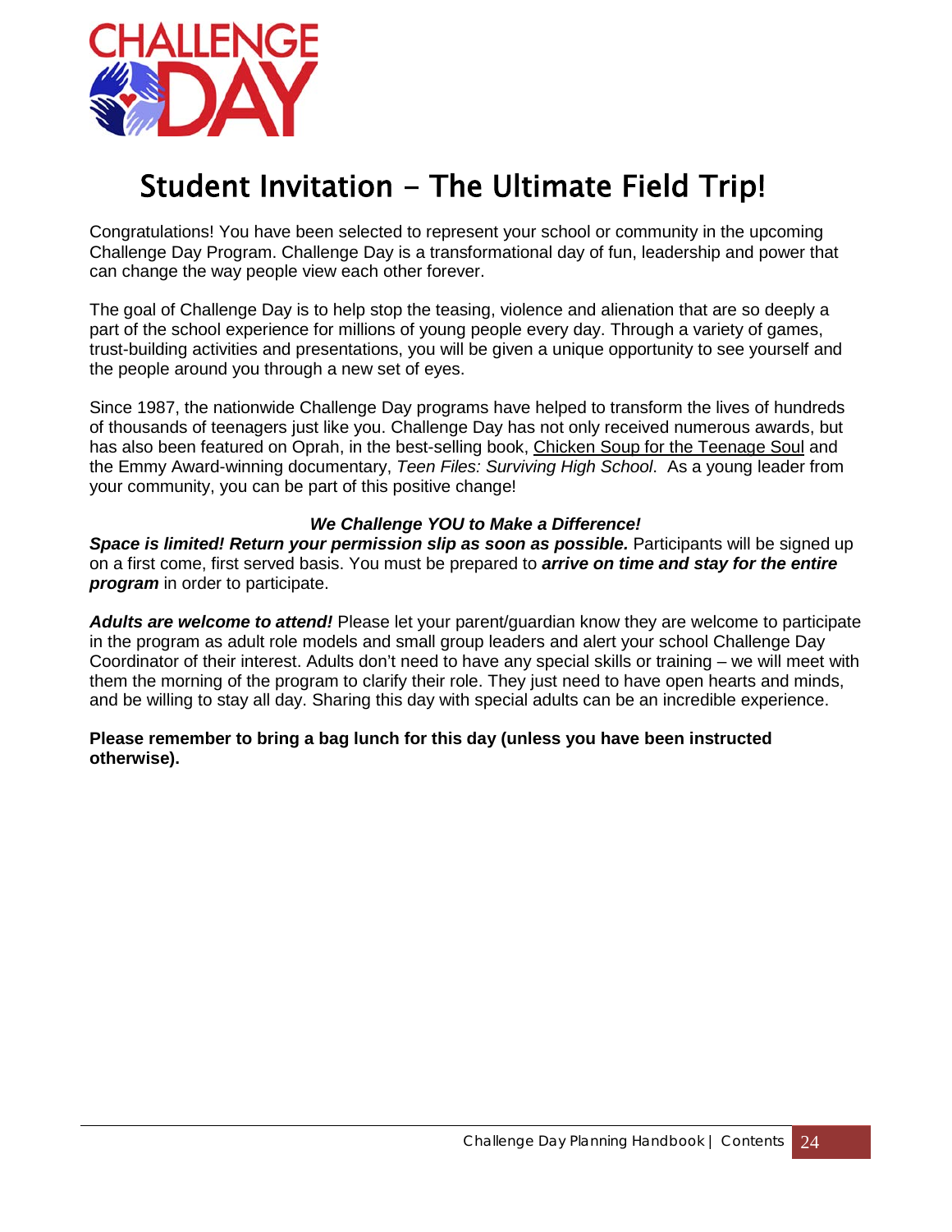# Student Invitation – The Ultimate Field Trip!

Congratulations! You have been selected to represent your school or community in the upcoming Challenge Day Program. Challenge Day is a transformational day of fun, leadership and power that can change the way people view each other forever.

The goal of Challenge Day is to help stop the teasing, violence and alienation that are so deeply a part of the school experience for millions of young people every day. Through a variety of games, trust-building activities and presentations, you will be given a unique opportunity to see yourself and the people around you through a new set of eyes.

Since 1987, the nationwide Challenge Day programs have helped to transform the lives of hundreds of thousands of teenagers just like you. Challenge Day has not only received numerous awards, but has also been featured on Oprah, in the best-selling book, Chicken Soup for the Teenage Soul and the Emmy Award-winning documentary, *Teen Files: Surviving High School*. As a young leader from your community, you can be part of this positive change!

***We Challenge YOU to Make a Difference!***

***Space is limited! Return your permission slip as soon as possible.*** Participants will be signed up on a first come, first served basis. You must be prepared to ***arrive on time and stay for the entire program*** in order to participate.

***Adults are welcome to attend!*** Please let your parent/guardian know they are welcome to participate in the program as adult role models and small group leaders and alert your school Challenge Day Coordinator of their interest. Adults don't need to have any special skills or training – we will meet with them the morning of the program to clarify their role. They just need to have open hearts and minds, and be willing to stay all day. Sharing this day with special adults can be an incredible experience.

**Please remember to bring a bag lunch for this day (unless you have been instructed otherwise).**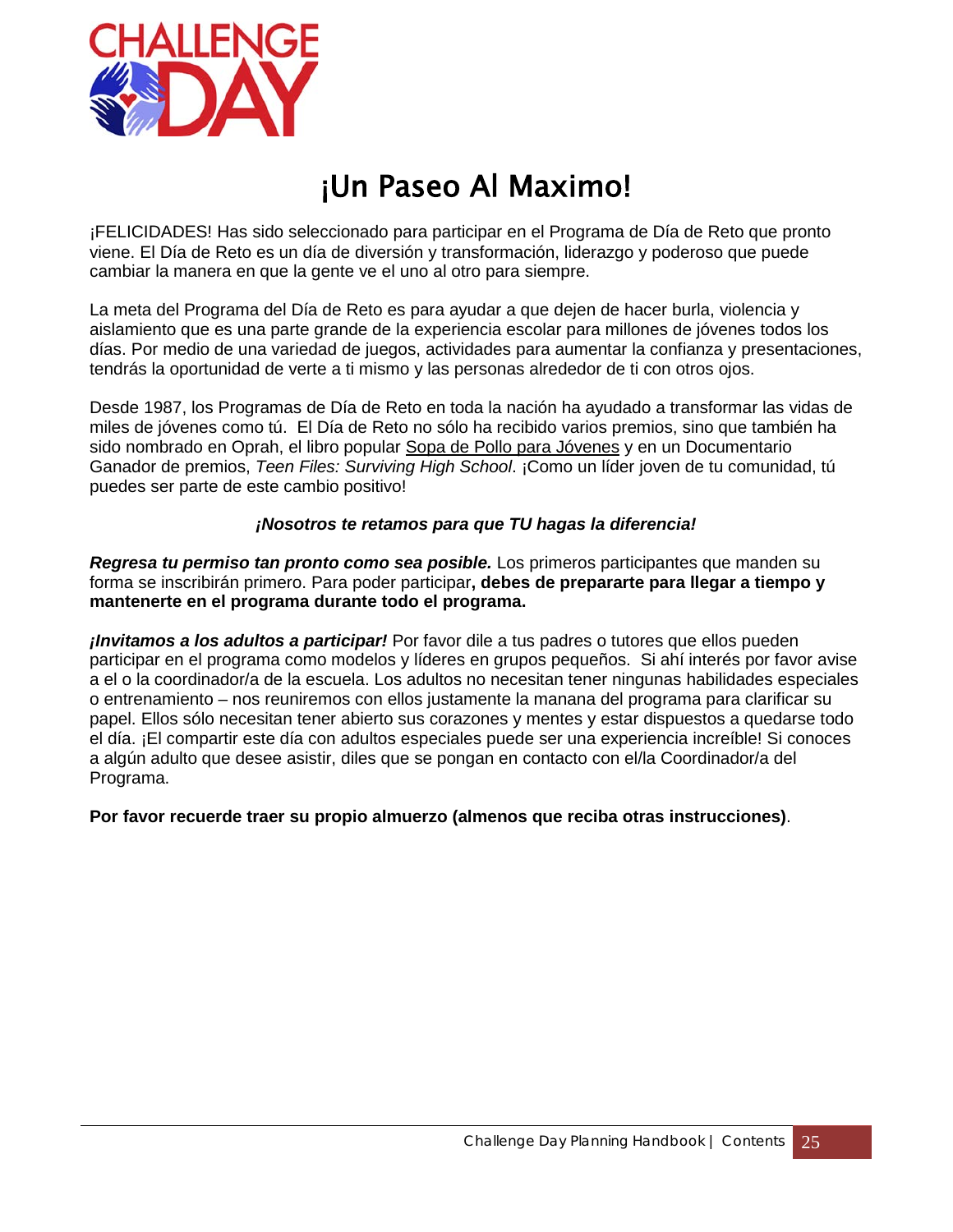# ¡Un Paseo Al Maximo!

¡FELICIDADES! Has sido seleccionado para participar en el Programa de Día de Reto que pronto viene. El Día de Reto es un día de diversión y transformación, liderazgo y poderoso que puede cambiar la manera en que la gente ve el uno al otro para siempre.

La meta del Programa del Día de Reto es para ayudar a que dejen de hacer burla, violencia y aislamiento que es una parte grande de la experiencia escolar para millones de jóvenes todos los días. Por medio de una variedad de juegos, actividades para aumentar la confianza y presentaciones, tendrás la oportunidad de verte a ti mismo y las personas alrededor de ti con otros ojos.

Desde 1987, los Programas de Día de Reto en toda la nación ha ayudado a transformar las vidas de miles de jóvenes como tú. El Día de Reto no sólo ha recibido varios premios, sino que también ha sido nombrado en Oprah, el libro popular Sopa de Pollo para Jóvenes y en un Documentario Ganador de premios, *Teen Files: Surviving High School*. ¡Como un líder joven de tu comunidad, tú puedes ser parte de este cambio positivo!

***¡Nosotros te retamos para que TU hagas la diferencia!***

***Regresa tu permiso tan pronto como sea posible.*** Los primeros participantes que manden su forma se inscribirán primero. Para poder participar**, debes de prepararte para llegar a tiempo y mantenerte en el programa durante todo el programa.**

***¡Invitamos a los adultos a participar!*** Por favor dile a tus padres o tutores que ellos pueden participar en el programa como modelos y líderes en grupos pequeños. Si ahí interés por favor avise a el o la coordinador/a de la escuela. Los adultos no necesitan tener ningunas habilidades especiales o entrenamiento – nos reuniremos con ellos justamente la manana del programa para clarificar su papel. Ellos sólo necesitan tener abierto sus corazones y mentes y estar dispuestos a quedarse todo el día. ¡El compartir este día con adultos especiales puede ser una experiencia increíble! Si conoces a algún adulto que desee asistir, diles que se pongan en contacto con el/la Coordinador/a del Programa.

**Por favor recuerde traer su propio almuerzo (almenos que reciba otras instrucciones)**.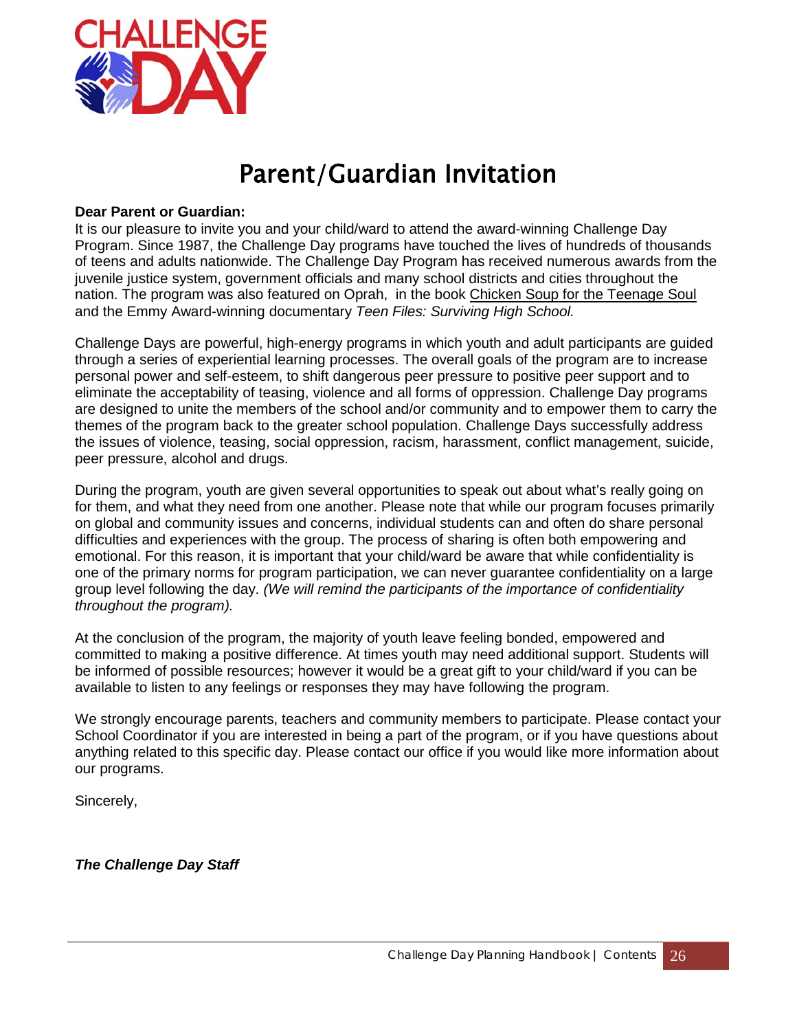# Parent/Guardian Invitation

**Dear Parent or Guardian:**
It is our pleasure to invite you and your child/ward to attend the award-winning Challenge Day Program. Since 1987, the Challenge Day programs have touched the lives of hundreds of thousands of teens and adults nationwide. The Challenge Day Program has received numerous awards from the juvenile justice system, government officials and many school districts and cities throughout the nation. The program was also featured on Oprah, in the book Chicken Soup for the Teenage Soul and the Emmy Award-winning documentary *Teen Files: Surviving High School.*

Challenge Days are powerful, high-energy programs in which youth and adult participants are guided through a series of experiential learning processes. The overall goals of the program are to increase personal power and self-esteem, to shift dangerous peer pressure to positive peer support and to eliminate the acceptability of teasing, violence and all forms of oppression. Challenge Day programs are designed to unite the members of the school and/or community and to empower them to carry the themes of the program back to the greater school population. Challenge Days successfully address the issues of violence, teasing, social oppression, racism, harassment, conflict management, suicide, peer pressure, alcohol and drugs.

During the program, youth are given several opportunities to speak out about what's really going on for them, and what they need from one another. Please note that while our program focuses primarily on global and community issues and concerns, individual students can and often do share personal difficulties and experiences with the group. The process of sharing is often both empowering and emotional. For this reason, it is important that your child/ward be aware that while confidentiality is one of the primary norms for program participation, we can never guarantee confidentiality on a large group level following the day. *(We will remind the participants of the importance of confidentiality throughout the program).*

At the conclusion of the program, the majority of youth leave feeling bonded, empowered and committed to making a positive difference. At times youth may need additional support. Students will be informed of possible resources; however it would be a great gift to your child/ward if you can be available to listen to any feelings or responses they may have following the program.

We strongly encourage parents, teachers and community members to participate. Please contact your School Coordinator if you are interested in being a part of the program, or if you have questions about anything related to this specific day. Please contact our office if you would like more information about our programs.

Sincerely,

***The Challenge Day Staff***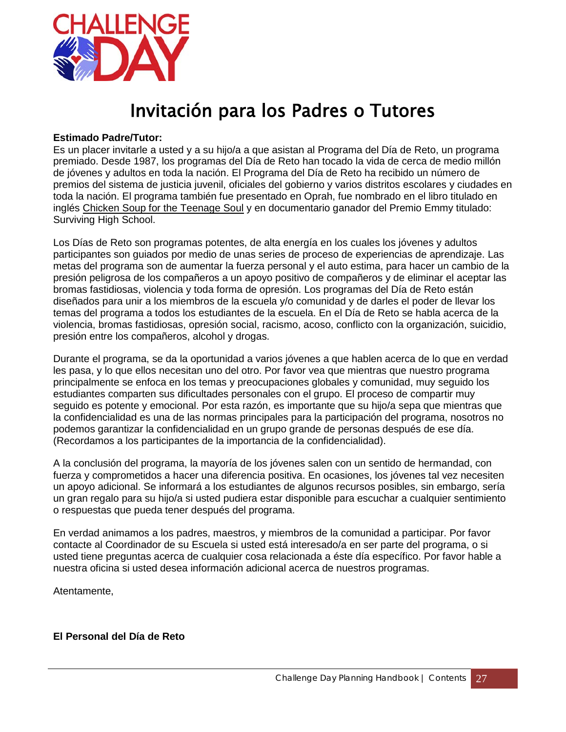# Invitación para los Padres o Tutores

**Estimado Padre/Tutor:**
Es un placer invitarle a usted y a su hijo/a a que asistan al Programa del Día de Reto, un programa premiado. Desde 1987, los programas del Día de Reto han tocado la vida de cerca de medio millón de jóvenes y adultos en toda la nación. El Programa del Día de Reto ha recibido un número de premios del sistema de justicia juvenil, oficiales del gobierno y varios distritos escolares y ciudades en toda la nación. El programa también fue presentado en Oprah, fue nombrado en el libro titulado en inglés Chicken Soup for the Teenage Soul y en documentario ganador del Premio Emmy titulado: Surviving High School.

Los Días de Reto son programas potentes, de alta energía en los cuales los jóvenes y adultos participantes son guiados por medio de unas series de proceso de experiencias de aprendizaje. Las metas del programa son de aumentar la fuerza personal y el auto estima, para hacer un cambio de la presión peligrosa de los compañeros a un apoyo positivo de compañeros y de eliminar el aceptar las bromas fastidiosas, violencia y toda forma de opresión. Los programas del Día de Reto están diseñados para unir a los miembros de la escuela y/o comunidad y de darles el poder de llevar los temas del programa a todos los estudiantes de la escuela. En el Día de Reto se habla acerca de la violencia, bromas fastidiosas, opresión social, racismo, acoso, conflicto con la organización, suicidio, presión entre los compañeros, alcohol y drogas.

Durante el programa, se da la oportunidad a varios jóvenes a que hablen acerca de lo que en verdad les pasa, y lo que ellos necesitan uno del otro. Por favor vea que mientras que nuestro programa principalmente se enfoca en los temas y preocupaciones globales y comunidad, muy seguido los estudiantes comparten sus dificultades personales con el grupo. El proceso de compartir muy seguido es potente y emocional. Por esta razón, es importante que su hijo/a sepa que mientras que la confidencialidad es una de las normas principales para la participación del programa, nosotros no podemos garantizar la confidencialidad en un grupo grande de personas después de ese día. (Recordamos a los participantes de la importancia de la confidencialidad).

A la conclusión del programa, la mayoría de los jóvenes salen con un sentido de hermandad, con fuerza y comprometidos a hacer una diferencia positiva. En ocasiones, los jóvenes tal vez necesiten un apoyo adicional. Se informará a los estudiantes de algunos recursos posibles, sin embargo, sería un gran regalo para su hijo/a si usted pudiera estar disponible para escuchar a cualquier sentimiento o respuestas que pueda tener después del programa.

En verdad animamos a los padres, maestros, y miembros de la comunidad a participar. Por favor contacte al Coordinador de su Escuela si usted está interesado/a en ser parte del programa, o si usted tiene preguntas acerca de cualquier cosa relacionada a éste día específico. Por favor hable a nuestra oficina si usted desea información adicional acerca de nuestros programas.

Atentamente,

**El Personal del Día de Reto**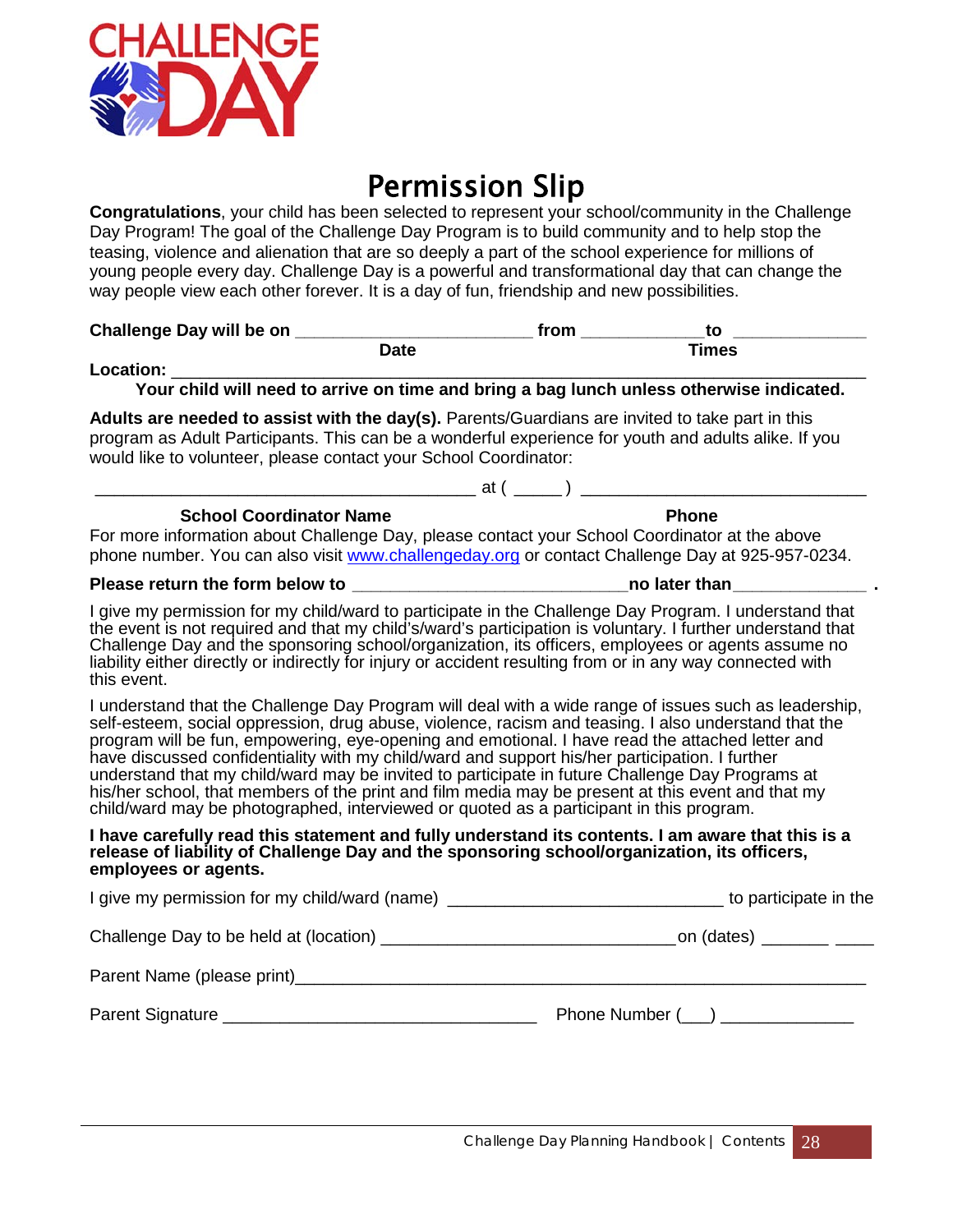CHALLENGE DAY

# Permission Slip

**Congratulations**, your child has been selected to represent your school/community in the Challenge Day Program! The goal of the Challenge Day Program is to build community and to help stop the teasing, violence and alienation that are so deeply a part of the school experience for millions of young people every day. Challenge Day is a powerful and transformational day that can change the way people view each other forever. It is a day of fun, friendship and new possibilities.

**Challenge Day will be on** ________________________ **from** ____________ **to** _____________

**Date** **Times**

**Location:** ________________________________________________________________

**Your child will need to arrive on time and bring a bag lunch unless otherwise indicated.**

**Adults are needed to assist with the day(s).** Parents/Guardians are invited to take part in this program as Adult Participants. This can be a wonderful experience for youth and adults alike. If you would like to volunteer, please contact your School Coordinator:

_______________________________________ at ( _____ ) ______________________________

**School Coordinator Name** **Phone**

For more information about Challenge Day, please contact your School Coordinator at the above phone number. You can also visit www.challengeday.org or contact Challenge Day at 925-957-0234.

**Please return the form below to** ____________________________**no later than**_____________ **.**

I give my permission for my child/ward to participate in the Challenge Day Program. I understand that the event is not required and that my child's/ward's participation is voluntary. I further understand that Challenge Day and the sponsoring school/organization, its officers, employees or agents assume no liability either directly or indirectly for injury or accident resulting from or in any way connected with this event.

I understand that the Challenge Day Program will deal with a wide range of issues such as leadership, self-esteem, social oppression, drug abuse, violence, racism and teasing. I also understand that the program will be fun, empowering, eye-opening and emotional. I have read the attached letter and have discussed confidentiality with my child/ward and support his/her participation. I further understand that my child/ward may be invited to participate in future Challenge Day Programs at his/her school, that members of the print and film media may be present at this event and that my child/ward may be photographed, interviewed or quoted as a participant in this program.

**I have carefully read this statement and fully understand its contents. I am aware that this is a release of liability of Challenge Day and the sponsoring school/organization, its officers, employees or agents.**

I give my permission for my child/ward (name) ____________________________ to participate in the

Challenge Day to be held at (location) ______________________________on (dates) _______ ____

Parent Name (please print)_____________________________________________________

Parent Signature ________________________________ Phone Number (___) _____________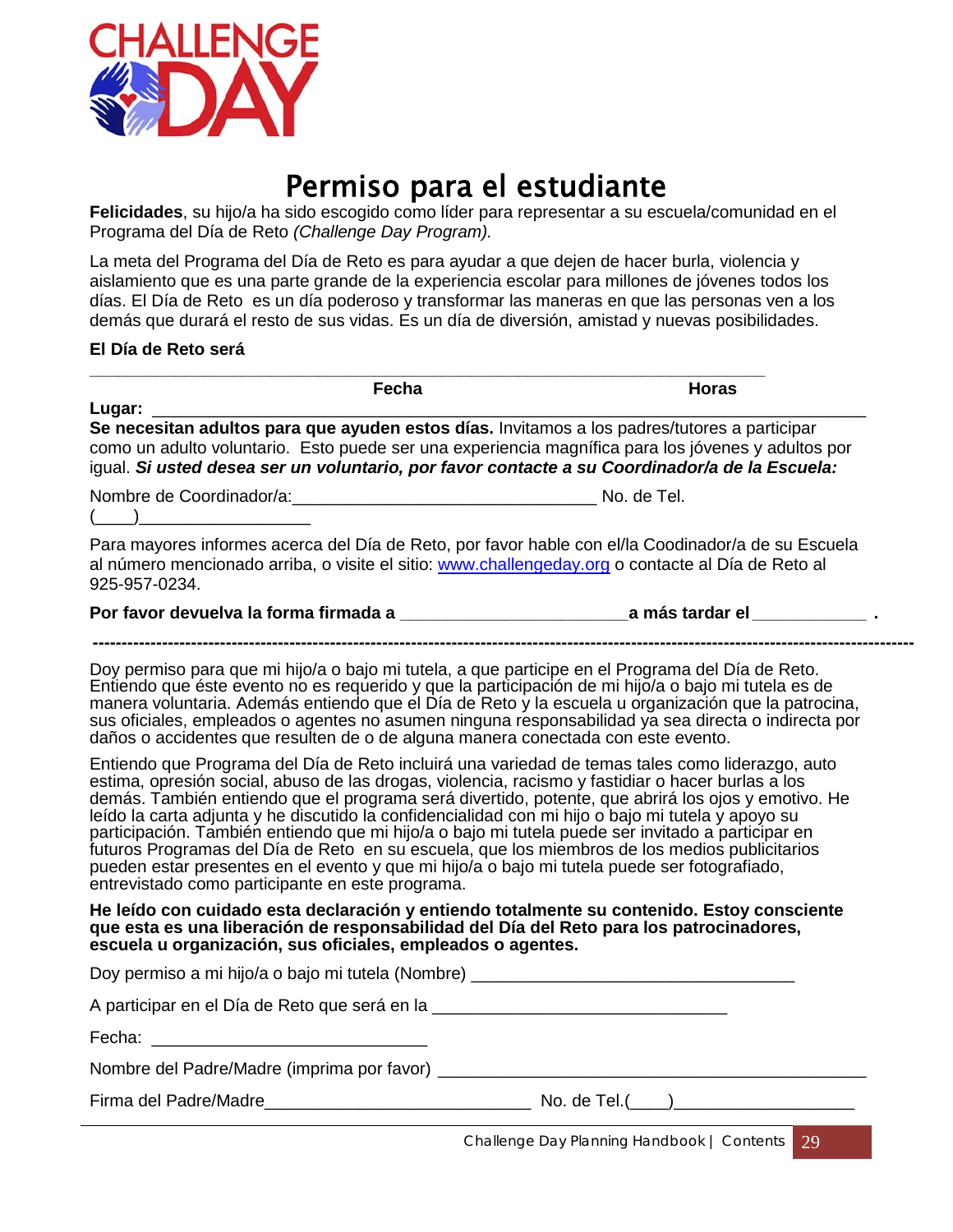# Permiso para el estudiante

**Felicidades**, su hijo/a ha sido escogido como líder para representar a su escuela/comunidad en el Programa del Día de Reto *(Challenge Day Program).*

La meta del Programa del Día de Reto es para ayudar a que dejen de hacer burla, violencia y aislamiento que es una parte grande de la experiencia escolar para millones de jóvenes todos los días. El Día de Reto es un día poderoso y transformar las maneras en que las personas ven a los demás que durará el resto de sus vidas. Es un día de diversión, amistad y nuevas posibilidades.

**El Día de Reto será**

_______________________________________________________________

**Fecha** **Horas**

**Lugar:** _______________________________________________________________

**Se necesitan adultos para que ayuden estos días.** Invitamos a los padres/tutores a participar como un adulto voluntario. Esto puede ser una experiencia magnífica para los jóvenes y adultos por igual. ***Si usted desea ser un voluntario, por favor contacte a su Coordinador/a de la Escuela:***

Nombre de Coordinador/a:________________________________ No. de Tel. (____)_________________

Para mayores informes acerca del Día de Reto, por favor hable con el/la Coodinador/a de su Escuela al número mencionado arriba, o visite el sitio: www.challengeday.org o contacte al Día de Reto al 925-957-0234.

**Por favor devuelva la forma firmada a _______________________ a más tardar el ___________ .**

---

Doy permiso para que mi hijo/a o bajo mi tutela, a que participe en el Programa del Día de Reto. Entiendo que éste evento no es requerido y que la participación de mi hijo/a o bajo mi tutela es de manera voluntaria. Además entiendo que el Día de Reto y la escuela u organización que la patrocina, sus oficiales, empleados o agentes no asumen ninguna responsabilidad ya sea directa o indirecta por daños o accidentes que resulten de o de alguna manera conectada con este evento.

Entiendo que Programa del Día de Reto incluirá una variedad de temas tales como liderazgo, auto estima, opresión social, abuso de las drogas, violencia, racismo y fastidiar o hacer burlas a los demás. También entiendo que el programa será divertido, potente, que abrirá los ojos y emotivo. He leído la carta adjunta y he discutido la confidencialidad con mi hijo o bajo mi tutela y apoyo su participación. También entiendo que mi hijo/a o bajo mi tutela puede ser invitado a participar en futuros Programas del Día de Reto en su escuela, que los miembros de los medios publicitarios pueden estar presentes en el evento y que mi hijo/a o bajo mi tutela puede ser fotografiado, entrevistado como participante en este programa.

**He leído con cuidado esta declaración y entiendo totalmente su contenido. Estoy consciente que esta es una liberación de responsabilidad del Día del Reto para los patrocinadores, escuela u organización, sus oficiales, empleados o agentes.**

Doy permiso a mi hijo/a o bajo mi tutela (Nombre) _________________________________

A participar en el Día de Reto que será en la ______________________________

Fecha: ____________________________

Nombre del Padre/Madre (imprima por favor) ________________________________________

Firma del Padre/Madre___________________________ No. de Tel.(____)__________________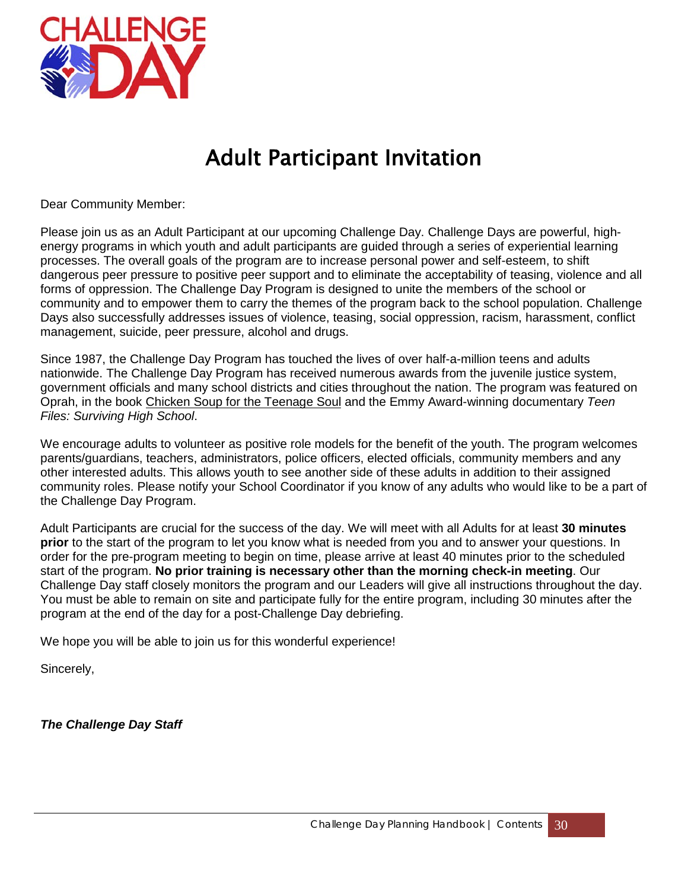# Adult Participant Invitation

Dear Community Member:

Please join us as an Adult Participant at our upcoming Challenge Day. Challenge Days are powerful, high-energy programs in which youth and adult participants are guided through a series of experiential learning processes. The overall goals of the program are to increase personal power and self-esteem, to shift dangerous peer pressure to positive peer support and to eliminate the acceptability of teasing, violence and all forms of oppression. The Challenge Day Program is designed to unite the members of the school or community and to empower them to carry the themes of the program back to the school population. Challenge Days also successfully addresses issues of violence, teasing, social oppression, racism, harassment, conflict management, suicide, peer pressure, alcohol and drugs.

Since 1987, the Challenge Day Program has touched the lives of over half-a-million teens and adults nationwide. The Challenge Day Program has received numerous awards from the juvenile justice system, government officials and many school districts and cities throughout the nation. The program was featured on Oprah, in the book Chicken Soup for the Teenage Soul and the Emmy Award-winning documentary *Teen Files: Surviving High School*.

We encourage adults to volunteer as positive role models for the benefit of the youth. The program welcomes parents/guardians, teachers, administrators, police officers, elected officials, community members and any other interested adults. This allows youth to see another side of these adults in addition to their assigned community roles. Please notify your School Coordinator if you know of any adults who would like to be a part of the Challenge Day Program.

Adult Participants are crucial for the success of the day. We will meet with all Adults for at least **30 minutes prior** to the start of the program to let you know what is needed from you and to answer your questions. In order for the pre-program meeting to begin on time, please arrive at least 40 minutes prior to the scheduled start of the program. **No prior training is necessary other than the morning check-in meeting**. Our Challenge Day staff closely monitors the program and our Leaders will give all instructions throughout the day. You must be able to remain on site and participate fully for the entire program, including 30 minutes after the program at the end of the day for a post-Challenge Day debriefing.

We hope you will be able to join us for this wonderful experience!

Sincerely,

***The Challenge Day Staff***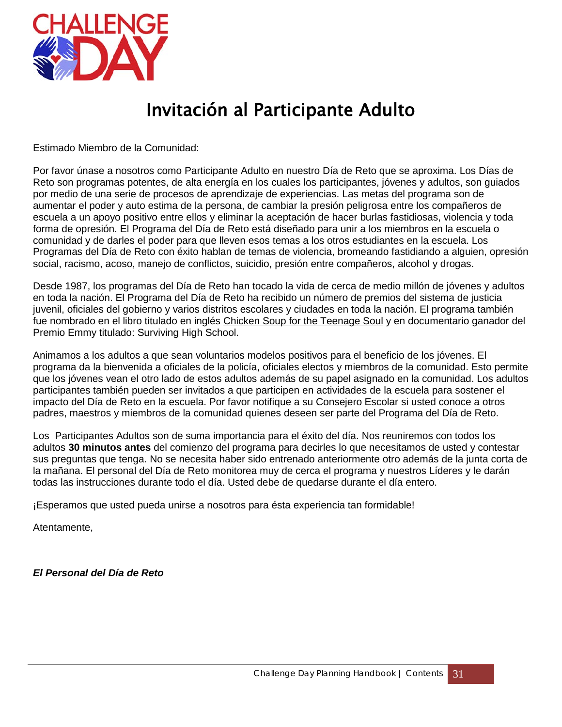# Invitación al Participante Adulto

Estimado Miembro de la Comunidad:

Por favor únase a nosotros como Participante Adulto en nuestro Día de Reto que se aproxima. Los Días de Reto son programas potentes, de alta energía en los cuales los participantes, jóvenes y adultos, son guiados por medio de una serie de procesos de aprendizaje de experiencias. Las metas del programa son de aumentar el poder y auto estima de la persona, de cambiar la presión peligrosa entre los compañeros de escuela a un apoyo positivo entre ellos y eliminar la aceptación de hacer burlas fastidiosas, violencia y toda forma de opresión. El Programa del Día de Reto está diseñado para unir a los miembros en la escuela o comunidad y de darles el poder para que lleven esos temas a los otros estudiantes en la escuela. Los Programas del Día de Reto con éxito hablan de temas de violencia, bromeando fastidiando a alguien, opresión social, racismo, acoso, manejo de conflictos, suicidio, presión entre compañeros, alcohol y drogas.

Desde 1987, los programas del Día de Reto han tocado la vida de cerca de medio millón de jóvenes y adultos en toda la nación. El Programa del Día de Reto ha recibido un número de premios del sistema de justicia juvenil, oficiales del gobierno y varios distritos escolares y ciudades en toda la nación. El programa también fue nombrado en el libro titulado en inglés Chicken Soup for the Teenage Soul y en documentario ganador del Premio Emmy titulado: Surviving High School.

Animamos a los adultos a que sean voluntarios modelos positivos para el beneficio de los jóvenes. El programa da la bienvenida a oficiales de la policía, oficiales electos y miembros de la comunidad. Esto permite que los jóvenes vean el otro lado de estos adultos además de su papel asignado en la comunidad. Los adultos participantes también pueden ser invitados a que participen en actividades de la escuela para sostener el impacto del Día de Reto en la escuela. Por favor notifique a su Consejero Escolar si usted conoce a otros padres, maestros y miembros de la comunidad quienes deseen ser parte del Programa del Día de Reto.

Los Participantes Adultos son de suma importancia para el éxito del día. Nos reuniremos con todos los adultos **30 minutos antes** del comienzo del programa para decirles lo que necesitamos de usted y contestar sus preguntas que tenga. No se necesita haber sido entrenado anteriormente otro además de la junta corta de la mañana. El personal del Día de Reto monitorea muy de cerca el programa y nuestros Líderes y le darán todas las instrucciones durante todo el día. Usted debe de quedarse durante el día entero.

¡Esperamos que usted pueda unirse a nosotros para ésta experiencia tan formidable!

Atentamente,

***El Personal del Día de Reto***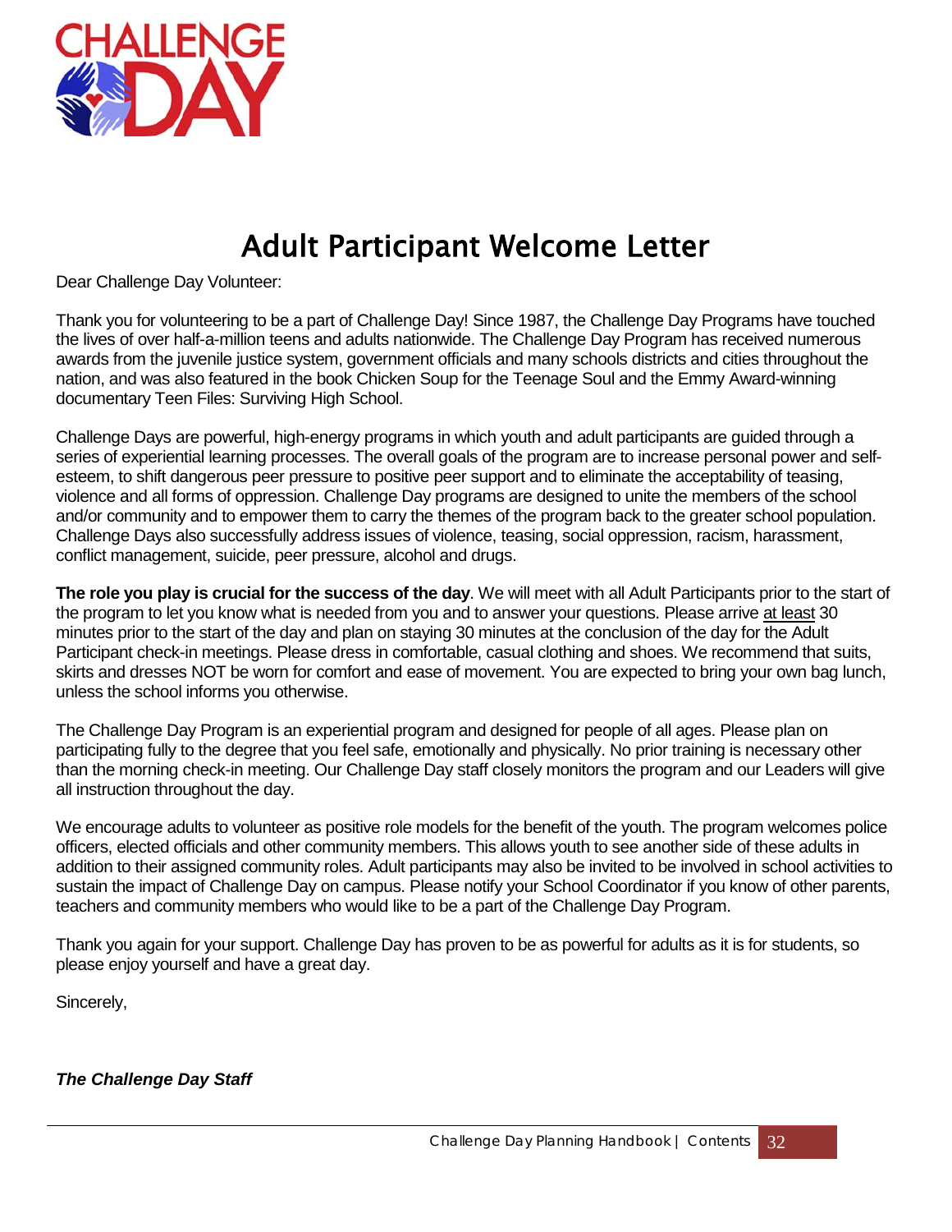# Adult Participant Welcome Letter

Dear Challenge Day Volunteer:

Thank you for volunteering to be a part of Challenge Day! Since 1987, the Challenge Day Programs have touched the lives of over half-a-million teens and adults nationwide. The Challenge Day Program has received numerous awards from the juvenile justice system, government officials and many schools districts and cities throughout the nation, and was also featured in the book Chicken Soup for the Teenage Soul and the Emmy Award-winning documentary Teen Files: Surviving High School.

Challenge Days are powerful, high-energy programs in which youth and adult participants are guided through a series of experiential learning processes. The overall goals of the program are to increase personal power and self-esteem, to shift dangerous peer pressure to positive peer support and to eliminate the acceptability of teasing, violence and all forms of oppression. Challenge Day programs are designed to unite the members of the school and/or community and to empower them to carry the themes of the program back to the greater school population. Challenge Days also successfully address issues of violence, teasing, social oppression, racism, harassment, conflict management, suicide, peer pressure, alcohol and drugs.

**The role you play is crucial for the success of the day**. We will meet with all Adult Participants prior to the start of the program to let you know what is needed from you and to answer your questions. Please arrive at least 30 minutes prior to the start of the day and plan on staying 30 minutes at the conclusion of the day for the Adult Participant check-in meetings. Please dress in comfortable, casual clothing and shoes. We recommend that suits, skirts and dresses NOT be worn for comfort and ease of movement. You are expected to bring your own bag lunch, unless the school informs you otherwise.

The Challenge Day Program is an experiential program and designed for people of all ages. Please plan on participating fully to the degree that you feel safe, emotionally and physically. No prior training is necessary other than the morning check-in meeting. Our Challenge Day staff closely monitors the program and our Leaders will give all instruction throughout the day.

We encourage adults to volunteer as positive role models for the benefit of the youth. The program welcomes police officers, elected officials and other community members. This allows youth to see another side of these adults in addition to their assigned community roles. Adult participants may also be invited to be involved in school activities to sustain the impact of Challenge Day on campus. Please notify your School Coordinator if you know of other parents, teachers and community members who would like to be a part of the Challenge Day Program.

Thank you again for your support. Challenge Day has proven to be as powerful for adults as it is for students, so please enjoy yourself and have a great day.

Sincerely,

***The Challenge Day Staff***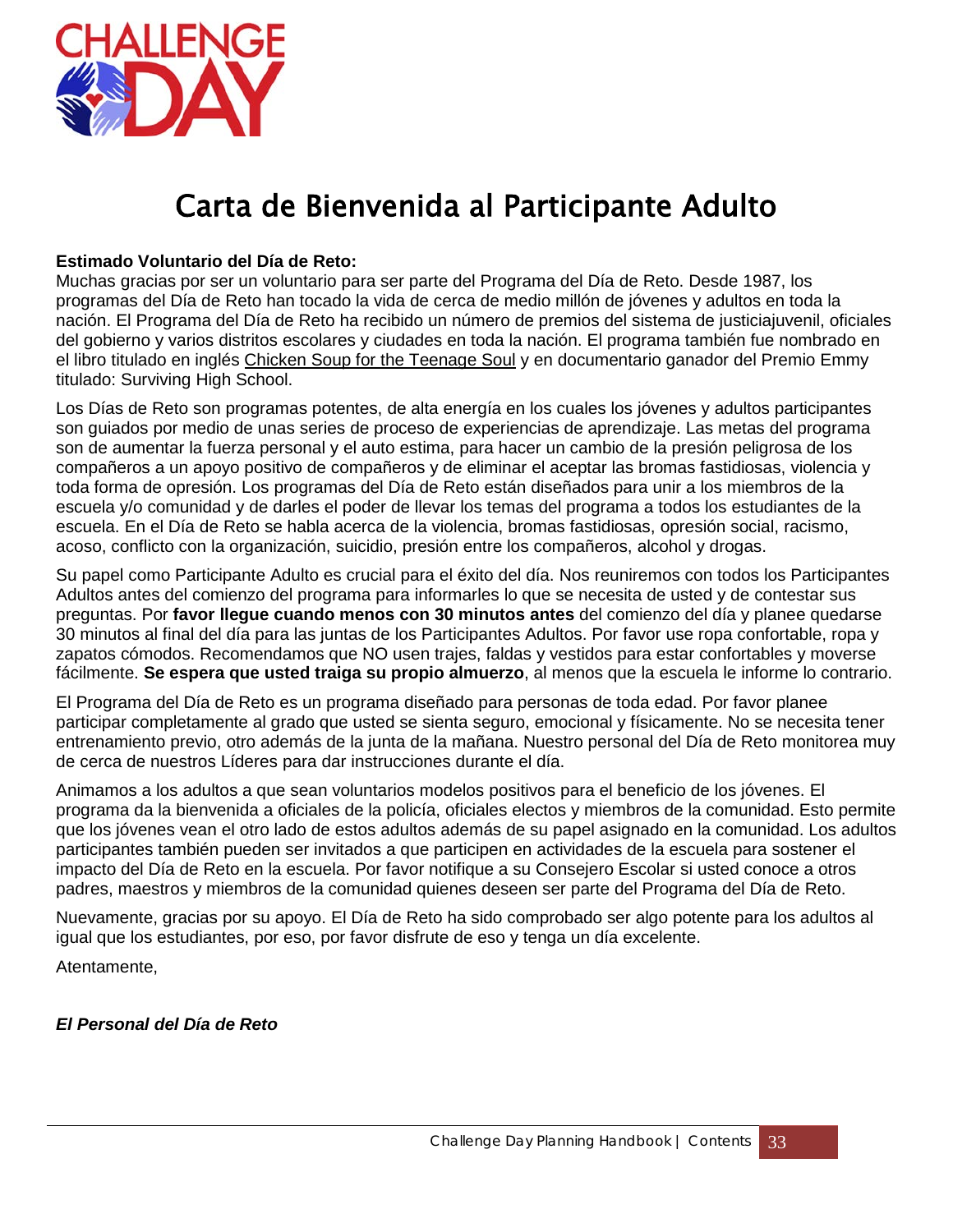# Carta de Bienvenida al Participante Adulto

**Estimado Voluntario del Día de Reto:**

Muchas gracias por ser un voluntario para ser parte del Programa del Día de Reto. Desde 1987, los programas del Día de Reto han tocado la vida de cerca de medio millón de jóvenes y adultos en toda la nación. El Programa del Día de Reto ha recibido un número de premios del sistema de justiciajuvenil, oficiales del gobierno y varios distritos escolares y ciudades en toda la nación. El programa también fue nombrado en el libro titulado en inglés Chicken Soup for the Teenage Soul y en documentario ganador del Premio Emmy titulado: Surviving High School.

Los Días de Reto son programas potentes, de alta energía en los cuales los jóvenes y adultos participantes son guiados por medio de unas series de proceso de experiencias de aprendizaje. Las metas del programa son de aumentar la fuerza personal y el auto estima, para hacer un cambio de la presión peligrosa de los compañeros a un apoyo positivo de compañeros y de eliminar el aceptar las bromas fastidiosas, violencia y toda forma de opresión. Los programas del Día de Reto están diseñados para unir a los miembros de la escuela y/o comunidad y de darles el poder de llevar los temas del programa a todos los estudiantes de la escuela. En el Día de Reto se habla acerca de la violencia, bromas fastidiosas, opresión social, racismo, acoso, conflicto con la organización, suicidio, presión entre los compañeros, alcohol y drogas.

Su papel como Participante Adulto es crucial para el éxito del día. Nos reuniremos con todos los Participantes Adultos antes del comienzo del programa para informarles lo que se necesita de usted y de contestar sus preguntas. Por **favor llegue cuando menos con 30 minutos antes** del comienzo del día y planee quedarse 30 minutos al final del día para las juntas de los Participantes Adultos. Por favor use ropa confortable, ropa y zapatos cómodos. Recomendamos que NO usen trajes, faldas y vestidos para estar confortables y moverse fácilmente. **Se espera que usted traiga su propio almuerzo**, al menos que la escuela le informe lo contrario.

El Programa del Día de Reto es un programa diseñado para personas de toda edad. Por favor planee participar completamente al grado que usted se sienta seguro, emocional y físicamente. No se necesita tener entrenamiento previo, otro además de la junta de la mañana. Nuestro personal del Día de Reto monitorea muy de cerca de nuestros Líderes para dar instrucciones durante el día.

Animamos a los adultos a que sean voluntarios modelos positivos para el beneficio de los jóvenes. El programa da la bienvenida a oficiales de la policía, oficiales electos y miembros de la comunidad. Esto permite que los jóvenes vean el otro lado de estos adultos además de su papel asignado en la comunidad. Los adultos participantes también pueden ser invitados a que participen en actividades de la escuela para sostener el impacto del Día de Reto en la escuela. Por favor notifique a su Consejero Escolar si usted conoce a otros padres, maestros y miembros de la comunidad quienes deseen ser parte del Programa del Día de Reto.

Nuevamente, gracias por su apoyo. El Día de Reto ha sido comprobado ser algo potente para los adultos al igual que los estudiantes, por eso, por favor disfrute de eso y tenga un día excelente.

Atentamente,

***El Personal del Día de Reto***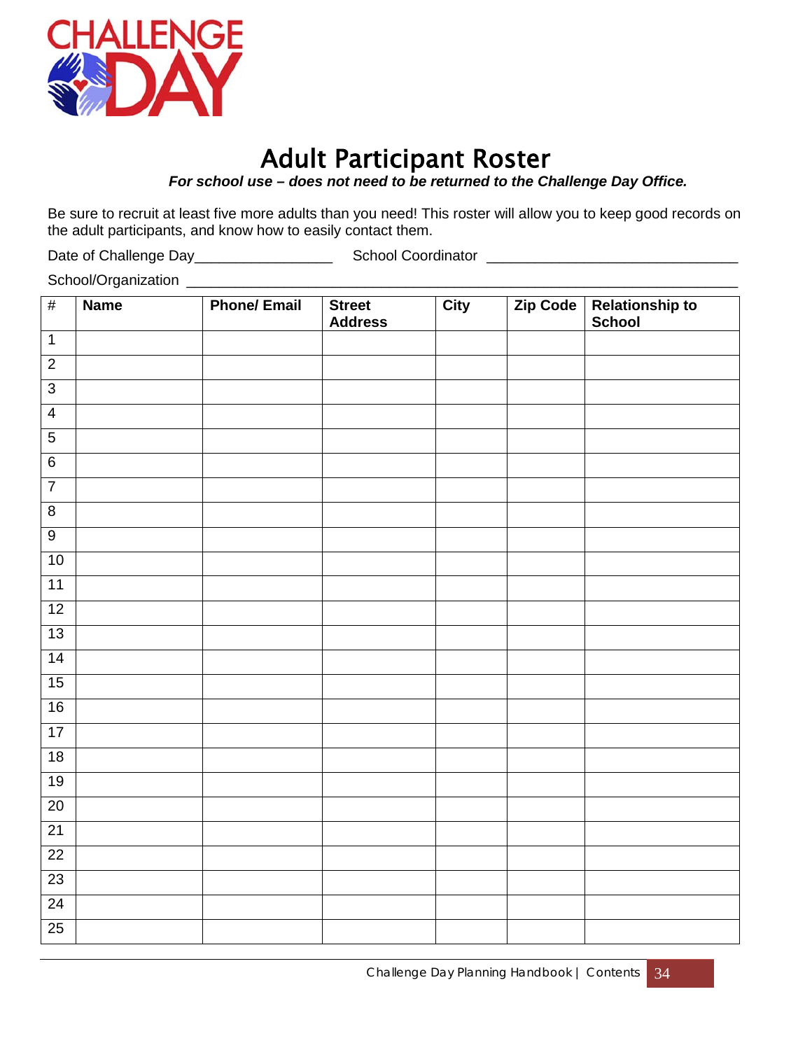CHALLENGE DAY

# Adult Participant Roster

***For school use – does not need to be returned to the Challenge Day Office.***

Be sure to recruit at least five more adults than you need! This roster will allow you to keep good records on the adult participants, and know how to easily contact them.

Date of Challenge Day_________________ School Coordinator ______________________________

School/Organization ________________________________________________________________

| # | Name | Phone/ Email | Street Address | City | Zip Code | Relationship to School |
|---|---|---|---|---|---|---|
| 1 | | | | | | |
| 2 | | | | | | |
| 3 | | | | | | |
| 4 | | | | | | |
| 5 | | | | | | |
| 6 | | | | | | |
| 7 | | | | | | |
| 8 | | | | | | |
| 9 | | | | | | |
| 10 | | | | | | |
| 11 | | | | | | |
| 12 | | | | | | |
| 13 | | | | | | |
| 14 | | | | | | |
| 15 | | | | | | |
| 16 | | | | | | |
| 17 | | | | | | |
| 18 | | | | | | |
| 19 | | | | | | |
| 20 | | | | | | |
| 21 | | | | | | |
| 22 | | | | | | |
| 23 | | | | | | |
| 24 | | | | | | |
| 25 | | | | | | |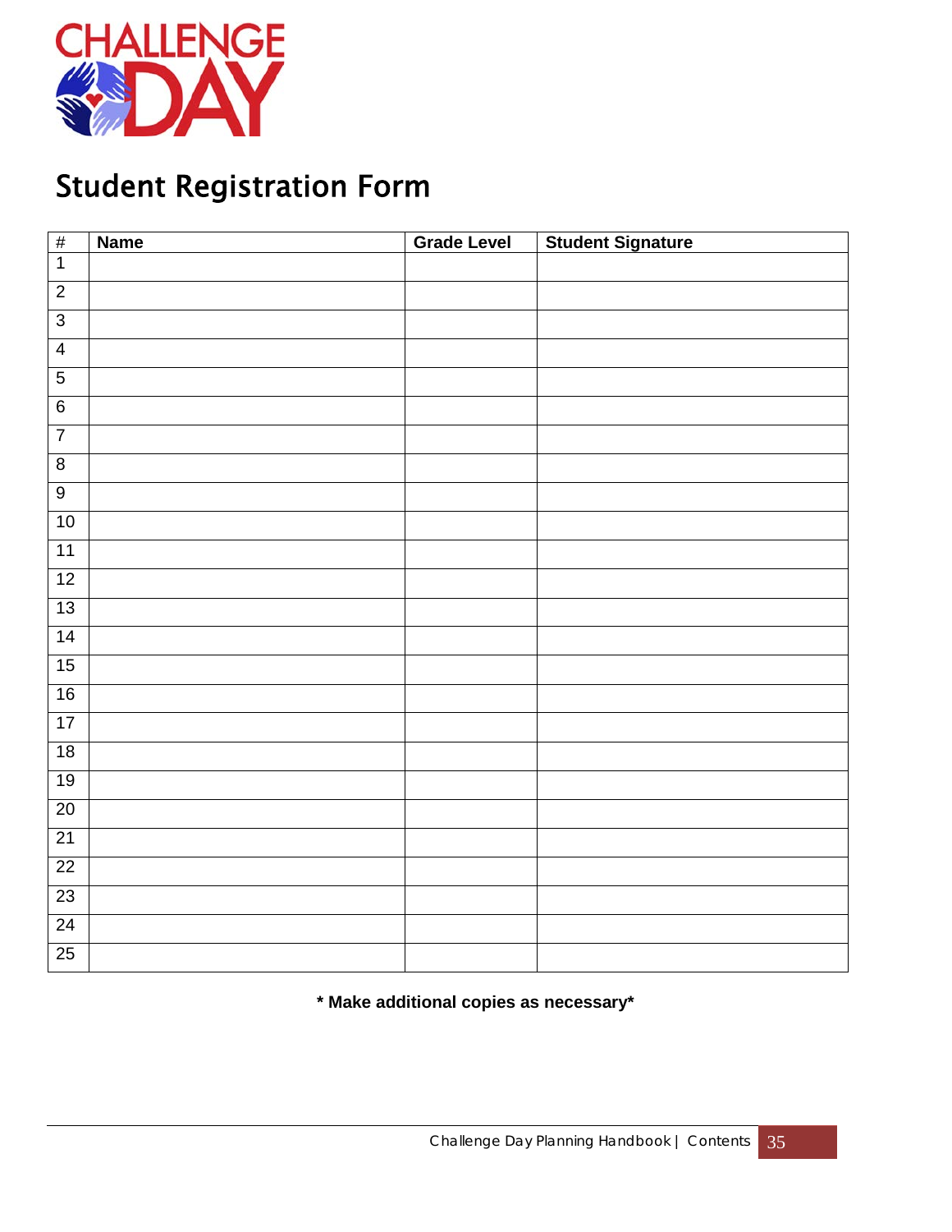CHALLENGE DAY

# Student Registration Form

| # | Name | Grade Level | Student Signature |
|---|---|---|---|
| 1 | | | |
| 2 | | | |
| 3 | | | |
| 4 | | | |
| 5 | | | |
| 6 | | | |
| 7 | | | |
| 8 | | | |
| 9 | | | |
| 10 | | | |
| 11 | | | |
| 12 | | | |
| 13 | | | |
| 14 | | | |
| 15 | | | |
| 16 | | | |
| 17 | | | |
| 18 | | | |
| 19 | | | |
| 20 | | | |
| 21 | | | |
| 22 | | | |
| 23 | | | |
| 24 | | | |
| 25 | | | |

**\* Make additional copies as necessary\***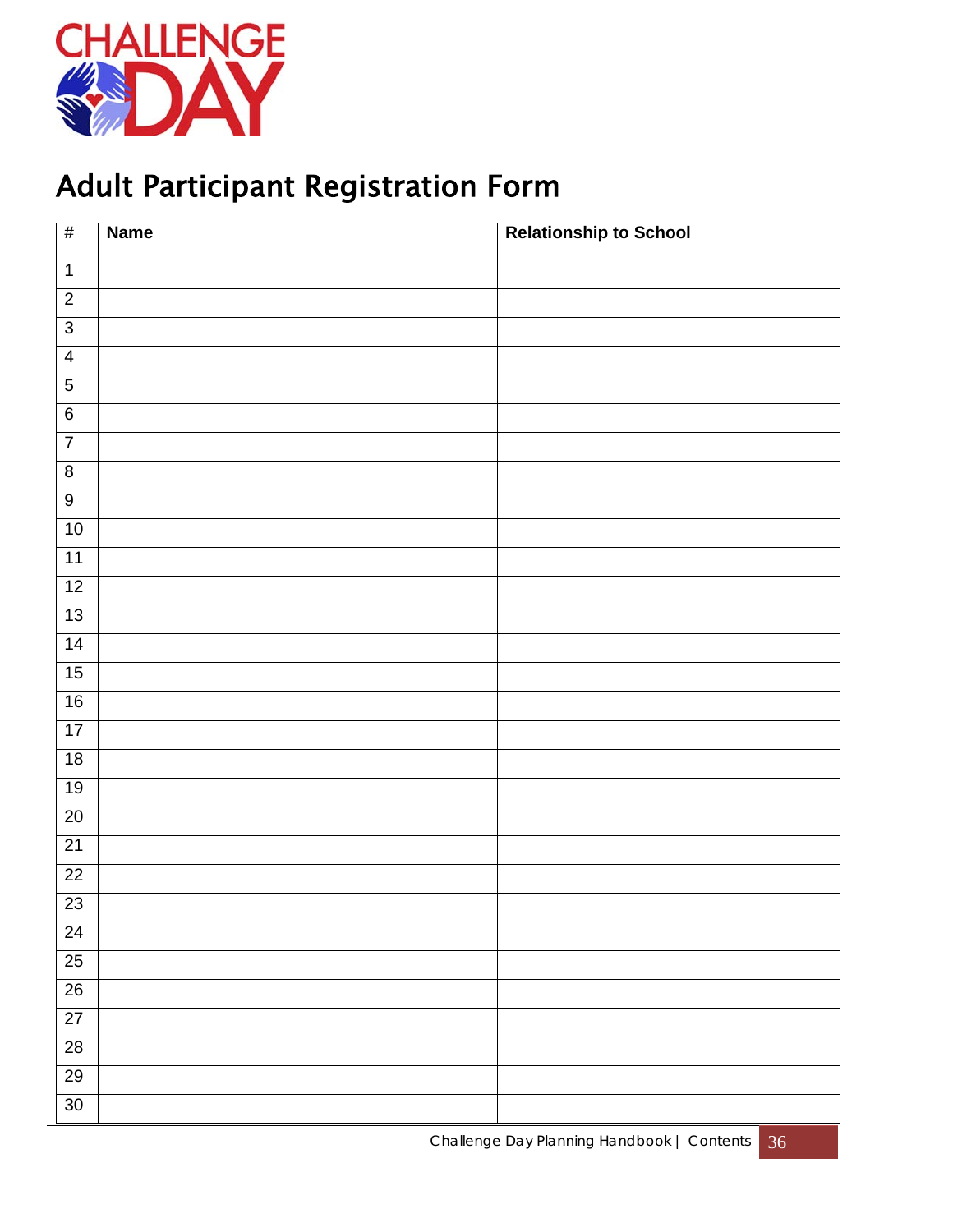CHALLENGE DAY

# Adult Participant Registration Form

| # | Name | Relationship to School |
|---|---|---|
| 1 | | |
| 2 | | |
| 3 | | |
| 4 | | |
| 5 | | |
| 6 | | |
| 7 | | |
| 8 | | |
| 9 | | |
| 10 | | |
| 11 | | |
| 12 | | |
| 13 | | |
| 14 | | |
| 15 | | |
| 16 | | |
| 17 | | |
| 18 | | |
| 19 | | |
| 20 | | |
| 21 | | |
| 22 | | |
| 23 | | |
| 24 | | |
| 25 | | |
| 26 | | |
| 27 | | |
| 28 | | |
| 29 | | |
| 30 | | |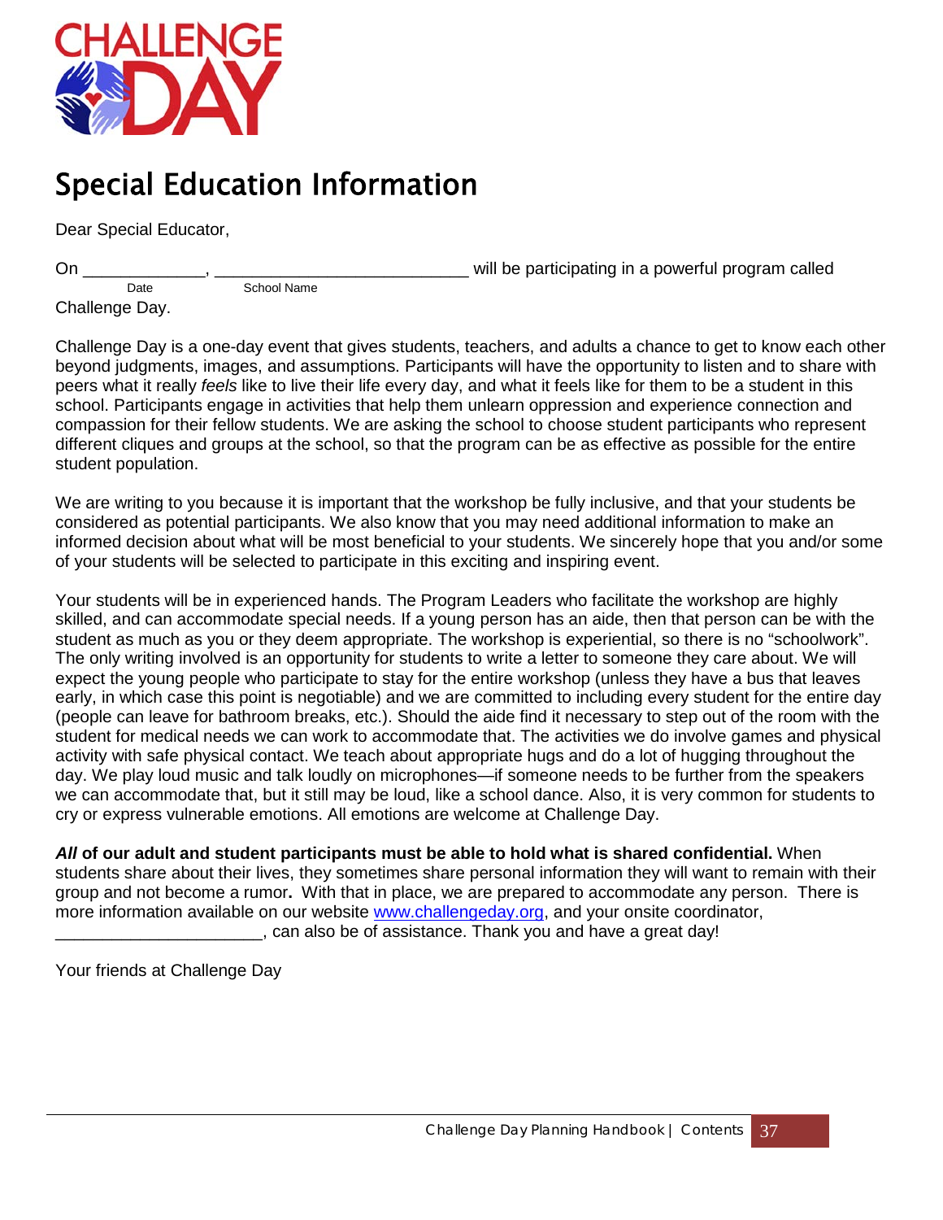CHALLENGE DAY

# Special Education Information

Dear Special Educator,

On _____________, __________________________ will be participating in a powerful program called Challenge Day.
Date School Name

Challenge Day is a one-day event that gives students, teachers, and adults a chance to get to know each other beyond judgments, images, and assumptions. Participants will have the opportunity to listen and to share with peers what it really *feels* like to live their life every day, and what it feels like for them to be a student in this school. Participants engage in activities that help them unlearn oppression and experience connection and compassion for their fellow students. We are asking the school to choose student participants who represent different cliques and groups at the school, so that the program can be as effective as possible for the entire student population.

We are writing to you because it is important that the workshop be fully inclusive, and that your students be considered as potential participants. We also know that you may need additional information to make an informed decision about what will be most beneficial to your students. We sincerely hope that you and/or some of your students will be selected to participate in this exciting and inspiring event.

Your students will be in experienced hands. The Program Leaders who facilitate the workshop are highly skilled, and can accommodate special needs. If a young person has an aide, then that person can be with the student as much as you or they deem appropriate. The workshop is experiential, so there is no "schoolwork". The only writing involved is an opportunity for students to write a letter to someone they care about. We will expect the young people who participate to stay for the entire workshop (unless they have a bus that leaves early, in which case this point is negotiable) and we are committed to including every student for the entire day (people can leave for bathroom breaks, etc.). Should the aide find it necessary to step out of the room with the student for medical needs we can work to accommodate that. The activities we do involve games and physical activity with safe physical contact. We teach about appropriate hugs and do a lot of hugging throughout the day. We play loud music and talk loudly on microphones—if someone needs to be further from the speakers we can accommodate that, but it still may be loud, like a school dance. Also, it is very common for students to cry or express vulnerable emotions. All emotions are welcome at Challenge Day.

***All* of our adult and student participants must be able to hold what is shared confidential.** When students share about their lives, they sometimes share personal information they will want to remain with their group and not become a rumor**.** With that in place, we are prepared to accommodate any person. There is more information available on our website [www.challengeday.org](http://www.challengeday.org), and your onsite coordinator, ______________________, can also be of assistance. Thank you and have a great day!

Your friends at Challenge Day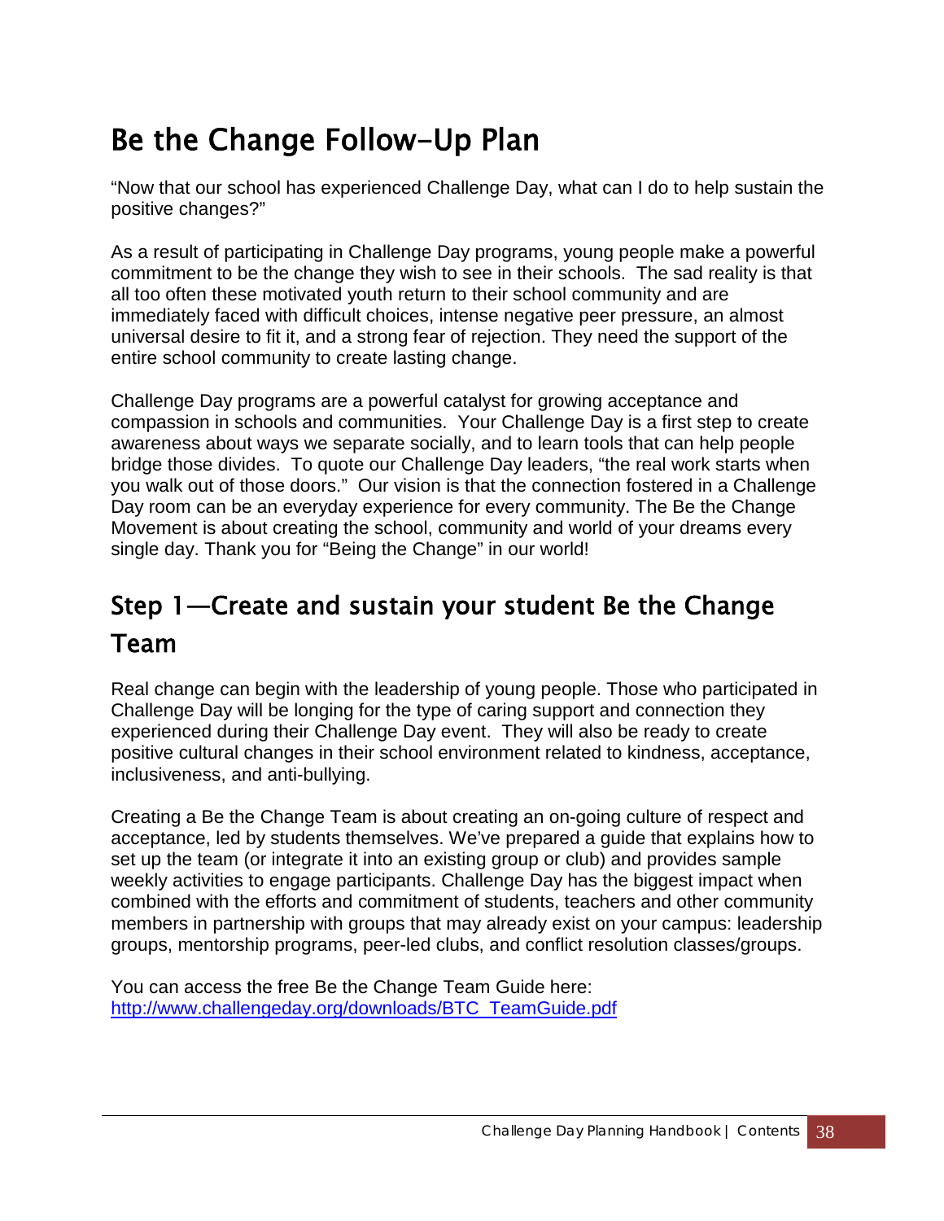# Be the Change Follow-Up Plan

"Now that our school has experienced Challenge Day, what can I do to help sustain the positive changes?"

As a result of participating in Challenge Day programs, young people make a powerful commitment to be the change they wish to see in their schools. The sad reality is that all too often these motivated youth return to their school community and are immediately faced with difficult choices, intense negative peer pressure, an almost universal desire to fit it, and a strong fear of rejection. They need the support of the entire school community to create lasting change.

Challenge Day programs are a powerful catalyst for growing acceptance and compassion in schools and communities. Your Challenge Day is a first step to create awareness about ways we separate socially, and to learn tools that can help people bridge those divides. To quote our Challenge Day leaders, "the real work starts when you walk out of those doors." Our vision is that the connection fostered in a Challenge Day room can be an everyday experience for every community. The Be the Change Movement is about creating the school, community and world of your dreams every single day. Thank you for "Being the Change" in our world!

## Step 1—Create and sustain your student Be the Change Team

Real change can begin with the leadership of young people. Those who participated in Challenge Day will be longing for the type of caring support and connection they experienced during their Challenge Day event. They will also be ready to create positive cultural changes in their school environment related to kindness, acceptance, inclusiveness, and anti-bullying.

Creating a Be the Change Team is about creating an on-going culture of respect and acceptance, led by students themselves. We've prepared a guide that explains how to set up the team (or integrate it into an existing group or club) and provides sample weekly activities to engage participants. Challenge Day has the biggest impact when combined with the efforts and commitment of students, teachers and other community members in partnership with groups that may already exist on your campus: leadership groups, mentorship programs, peer-led clubs, and conflict resolution classes/groups.

You can access the free Be the Change Team Guide here:
http://www.challengeday.org/downloads/BTC_TeamGuide.pdf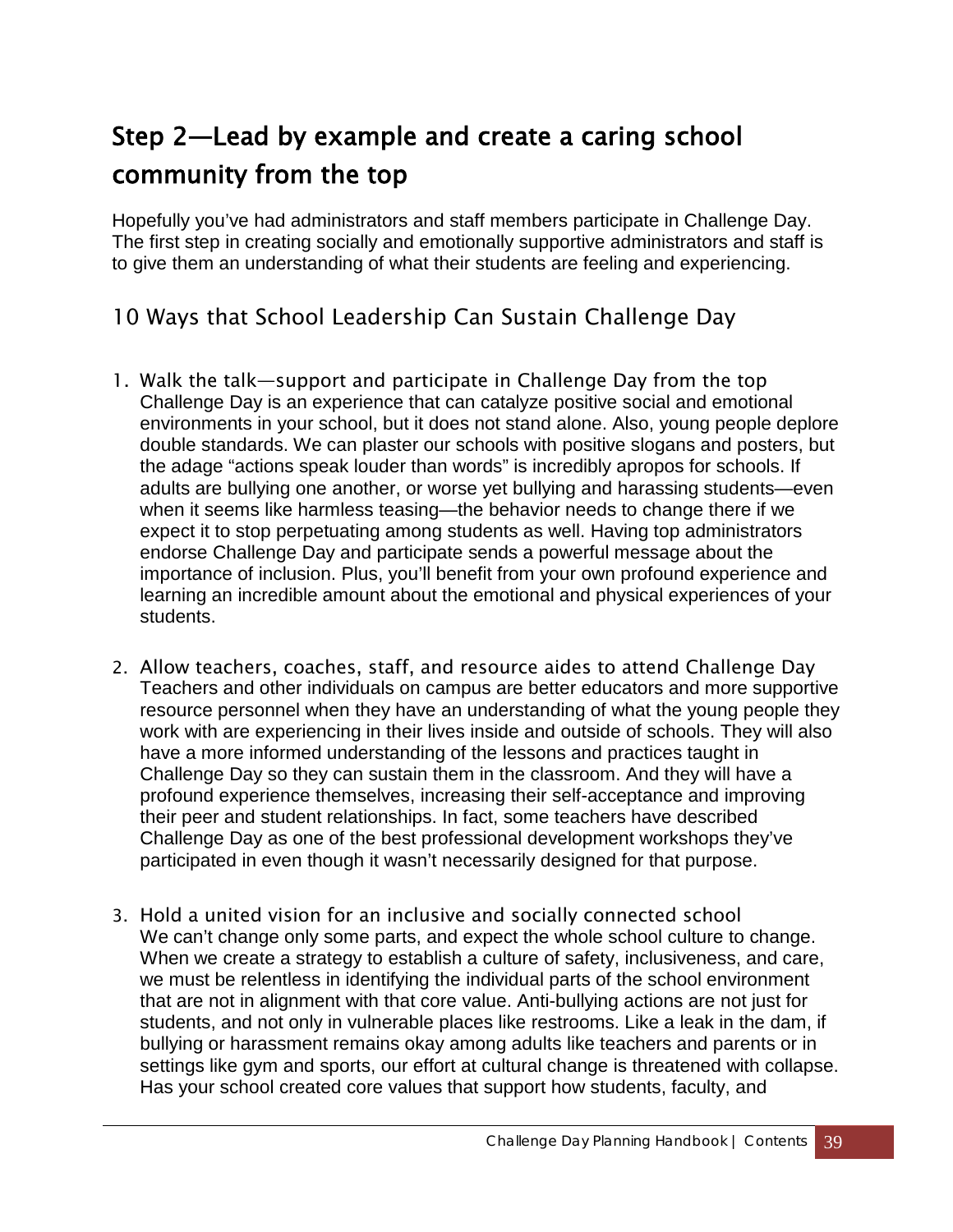## Step 2—Lead by example and create a caring school community from the top

Hopefully you've had administrators and staff members participate in Challenge Day. The first step in creating socially and emotionally supportive administrators and staff is to give them an understanding of what their students are feeling and experiencing.

### 10 Ways that School Leadership Can Sustain Challenge Day

1. Walk the talk—support and participate in Challenge Day from the top
   Challenge Day is an experience that can catalyze positive social and emotional environments in your school, but it does not stand alone. Also, young people deplore double standards. We can plaster our schools with positive slogans and posters, but the adage "actions speak louder than words" is incredibly apropos for schools. If adults are bullying one another, or worse yet bullying and harassing students—even when it seems like harmless teasing—the behavior needs to change there if we expect it to stop perpetuating among students as well. Having top administrators endorse Challenge Day and participate sends a powerful message about the importance of inclusion. Plus, you'll benefit from your own profound experience and learning an incredible amount about the emotional and physical experiences of your students.

2. Allow teachers, coaches, staff, and resource aides to attend Challenge Day
   Teachers and other individuals on campus are better educators and more supportive resource personnel when they have an understanding of what the young people they work with are experiencing in their lives inside and outside of schools. They will also have a more informed understanding of the lessons and practices taught in Challenge Day so they can sustain them in the classroom. And they will have a profound experience themselves, increasing their self-acceptance and improving their peer and student relationships. In fact, some teachers have described Challenge Day as one of the best professional development workshops they've participated in even though it wasn't necessarily designed for that purpose.

3. Hold a united vision for an inclusive and socially connected school
   We can't change only some parts, and expect the whole school culture to change. When we create a strategy to establish a culture of safety, inclusiveness, and care, we must be relentless in identifying the individual parts of the school environment that are not in alignment with that core value. Anti-bullying actions are not just for students, and not only in vulnerable places like restrooms. Like a leak in the dam, if bullying or harassment remains okay among adults like teachers and parents or in settings like gym and sports, our effort at cultural change is threatened with collapse. Has your school created core values that support how students, faculty, and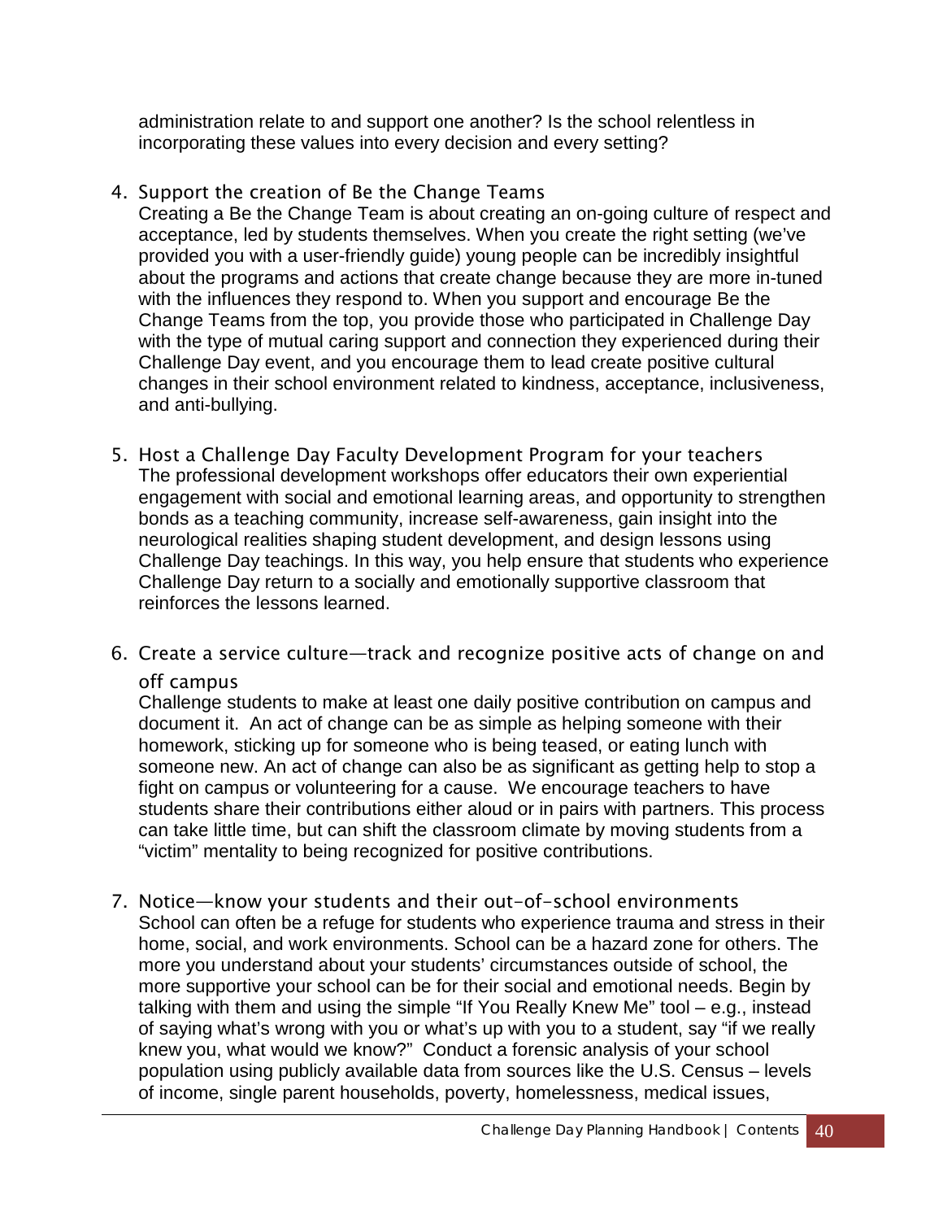administration relate to and support one another? Is the school relentless in incorporating these values into every decision and every setting?

4. Support the creation of Be the Change Teams

   Creating a Be the Change Team is about creating an on-going culture of respect and acceptance, led by students themselves. When you create the right setting (we've provided you with a user-friendly guide) young people can be incredibly insightful about the programs and actions that create change because they are more in-tuned with the influences they respond to. When you support and encourage Be the Change Teams from the top, you provide those who participated in Challenge Day with the type of mutual caring support and connection they experienced during their Challenge Day event, and you encourage them to lead create positive cultural changes in their school environment related to kindness, acceptance, inclusiveness, and anti-bullying.

5. Host a Challenge Day Faculty Development Program for your teachers

   The professional development workshops offer educators their own experiential engagement with social and emotional learning areas, and opportunity to strengthen bonds as a teaching community, increase self-awareness, gain insight into the neurological realities shaping student development, and design lessons using Challenge Day teachings. In this way, you help ensure that students who experience Challenge Day return to a socially and emotionally supportive classroom that reinforces the lessons learned.

6. Create a service culture—track and recognize positive acts of change on and off campus

   Challenge students to make at least one daily positive contribution on campus and document it. An act of change can be as simple as helping someone with their homework, sticking up for someone who is being teased, or eating lunch with someone new. An act of change can also be as significant as getting help to stop a fight on campus or volunteering for a cause. We encourage teachers to have students share their contributions either aloud or in pairs with partners. This process can take little time, but can shift the classroom climate by moving students from a "victim" mentality to being recognized for positive contributions.

7. Notice—know your students and their out-of-school environments

   School can often be a refuge for students who experience trauma and stress in their home, social, and work environments. School can be a hazard zone for others. The more you understand about your students' circumstances outside of school, the more supportive your school can be for their social and emotional needs. Begin by talking with them and using the simple "If You Really Knew Me" tool – e.g., instead of saying what's wrong with you or what's up with you to a student, say "if we really knew you, what would we know?" Conduct a forensic analysis of your school population using publicly available data from sources like the U.S. Census – levels of income, single parent households, poverty, homelessness, medical issues,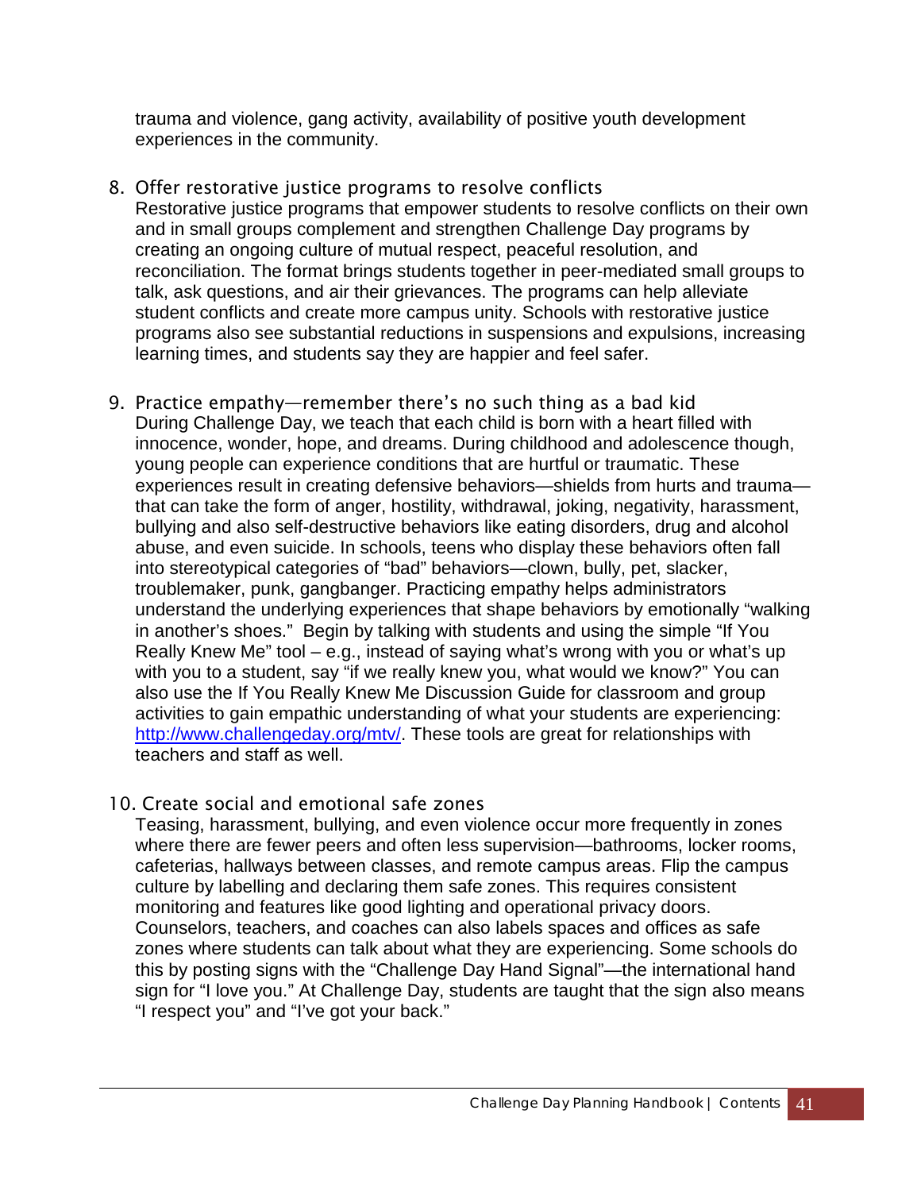trauma and violence, gang activity, availability of positive youth development experiences in the community.

8. Offer restorative justice programs to resolve conflicts
   Restorative justice programs that empower students to resolve conflicts on their own and in small groups complement and strengthen Challenge Day programs by creating an ongoing culture of mutual respect, peaceful resolution, and reconciliation. The format brings students together in peer-mediated small groups to talk, ask questions, and air their grievances. The programs can help alleviate student conflicts and create more campus unity. Schools with restorative justice programs also see substantial reductions in suspensions and expulsions, increasing learning times, and students say they are happier and feel safer.

9. Practice empathy—remember there's no such thing as a bad kid
   During Challenge Day, we teach that each child is born with a heart filled with innocence, wonder, hope, and dreams. During childhood and adolescence though, young people can experience conditions that are hurtful or traumatic. These experiences result in creating defensive behaviors—shields from hurts and trauma—that can take the form of anger, hostility, withdrawal, joking, negativity, harassment, bullying and also self-destructive behaviors like eating disorders, drug and alcohol abuse, and even suicide. In schools, teens who display these behaviors often fall into stereotypical categories of "bad" behaviors—clown, bully, pet, slacker, troublemaker, punk, gangbanger. Practicing empathy helps administrators understand the underlying experiences that shape behaviors by emotionally "walking in another's shoes." Begin by talking with students and using the simple "If You Really Knew Me" tool – e.g., instead of saying what's wrong with you or what's up with you to a student, say "if we really knew you, what would we know?" You can also use the If You Really Knew Me Discussion Guide for classroom and group activities to gain empathic understanding of what your students are experiencing: http://www.challengeday.org/mtv/. These tools are great for relationships with teachers and staff as well.

10. Create social and emotional safe zones
    Teasing, harassment, bullying, and even violence occur more frequently in zones where there are fewer peers and often less supervision—bathrooms, locker rooms, cafeterias, hallways between classes, and remote campus areas. Flip the campus culture by labelling and declaring them safe zones. This requires consistent monitoring and features like good lighting and operational privacy doors. Counselors, teachers, and coaches can also labels spaces and offices as safe zones where students can talk about what they are experiencing. Some schools do this by posting signs with the "Challenge Day Hand Signal"—the international hand sign for "I love you." At Challenge Day, students are taught that the sign also means "I respect you" and "I've got your back."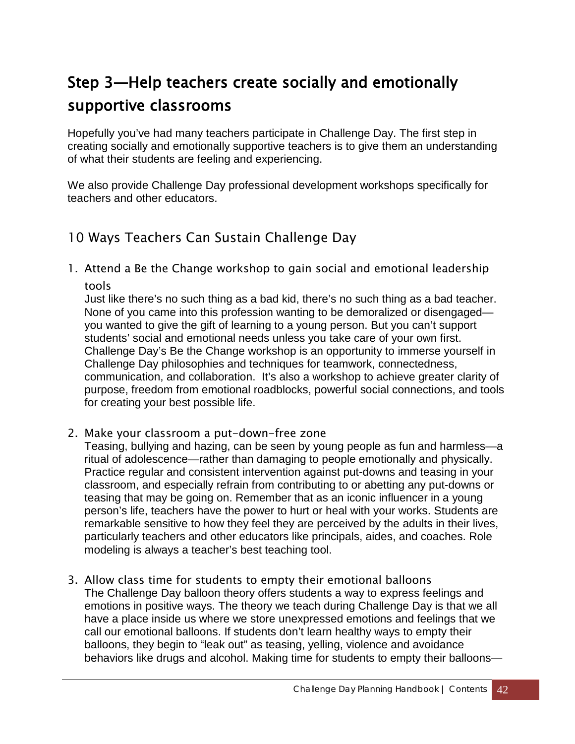## Step 3—Help teachers create socially and emotionally supportive classrooms

Hopefully you've had many teachers participate in Challenge Day. The first step in creating socially and emotionally supportive teachers is to give them an understanding of what their students are feeling and experiencing.

We also provide Challenge Day professional development workshops specifically for teachers and other educators.

### 10 Ways Teachers Can Sustain Challenge Day

1. Attend a Be the Change workshop to gain social and emotional leadership tools

   Just like there's no such thing as a bad kid, there's no such thing as a bad teacher. None of you came into this profession wanting to be demoralized or disengaged—you wanted to give the gift of learning to a young person. But you can't support students' social and emotional needs unless you take care of your own first. Challenge Day's Be the Change workshop is an opportunity to immerse yourself in Challenge Day philosophies and techniques for teamwork, connectedness, communication, and collaboration. It's also a workshop to achieve greater clarity of purpose, freedom from emotional roadblocks, powerful social connections, and tools for creating your best possible life.

2. Make your classroom a put-down-free zone

   Teasing, bullying and hazing, can be seen by young people as fun and harmless—a ritual of adolescence—rather than damaging to people emotionally and physically. Practice regular and consistent intervention against put-downs and teasing in your classroom, and especially refrain from contributing to or abetting any put-downs or teasing that may be going on. Remember that as an iconic influencer in a young person's life, teachers have the power to hurt or heal with your works. Students are remarkable sensitive to how they feel they are perceived by the adults in their lives, particularly teachers and other educators like principals, aides, and coaches. Role modeling is always a teacher's best teaching tool.

3. Allow class time for students to empty their emotional balloons

   The Challenge Day balloon theory offers students a way to express feelings and emotions in positive ways. The theory we teach during Challenge Day is that we all have a place inside us where we store unexpressed emotions and feelings that we call our emotional balloons. If students don't learn healthy ways to empty their balloons, they begin to "leak out" as teasing, yelling, violence and avoidance behaviors like drugs and alcohol. Making time for students to empty their balloons—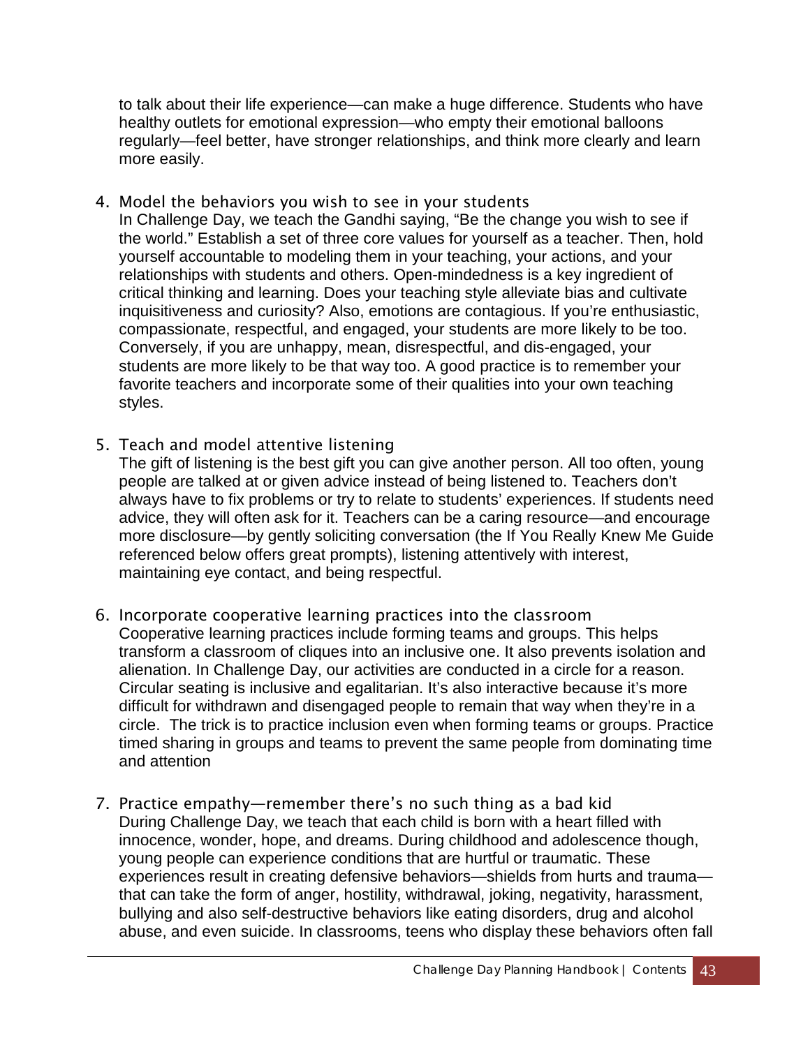to talk about their life experience—can make a huge difference. Students who have healthy outlets for emotional expression—who empty their emotional balloons regularly—feel better, have stronger relationships, and think more clearly and learn more easily.

4. Model the behaviors you wish to see in your students

   In Challenge Day, we teach the Gandhi saying, "Be the change you wish to see if the world." Establish a set of three core values for yourself as a teacher. Then, hold yourself accountable to modeling them in your teaching, your actions, and your relationships with students and others. Open-mindedness is a key ingredient of critical thinking and learning. Does your teaching style alleviate bias and cultivate inquisitiveness and curiosity? Also, emotions are contagious. If you're enthusiastic, compassionate, respectful, and engaged, your students are more likely to be too. Conversely, if you are unhappy, mean, disrespectful, and dis-engaged, your students are more likely to be that way too. A good practice is to remember your favorite teachers and incorporate some of their qualities into your own teaching styles.

5. Teach and model attentive listening

   The gift of listening is the best gift you can give another person. All too often, young people are talked at or given advice instead of being listened to. Teachers don't always have to fix problems or try to relate to students' experiences. If students need advice, they will often ask for it. Teachers can be a caring resource—and encourage more disclosure—by gently soliciting conversation (the If You Really Knew Me Guide referenced below offers great prompts), listening attentively with interest, maintaining eye contact, and being respectful.

6. Incorporate cooperative learning practices into the classroom

   Cooperative learning practices include forming teams and groups. This helps transform a classroom of cliques into an inclusive one. It also prevents isolation and alienation. In Challenge Day, our activities are conducted in a circle for a reason. Circular seating is inclusive and egalitarian. It's also interactive because it's more difficult for withdrawn and disengaged people to remain that way when they're in a circle. The trick is to practice inclusion even when forming teams or groups. Practice timed sharing in groups and teams to prevent the same people from dominating time and attention

7. Practice empathy—remember there's no such thing as a bad kid

   During Challenge Day, we teach that each child is born with a heart filled with innocence, wonder, hope, and dreams. During childhood and adolescence though, young people can experience conditions that are hurtful or traumatic. These experiences result in creating defensive behaviors—shields from hurts and trauma—that can take the form of anger, hostility, withdrawal, joking, negativity, harassment, bullying and also self-destructive behaviors like eating disorders, drug and alcohol abuse, and even suicide. In classrooms, teens who display these behaviors often fall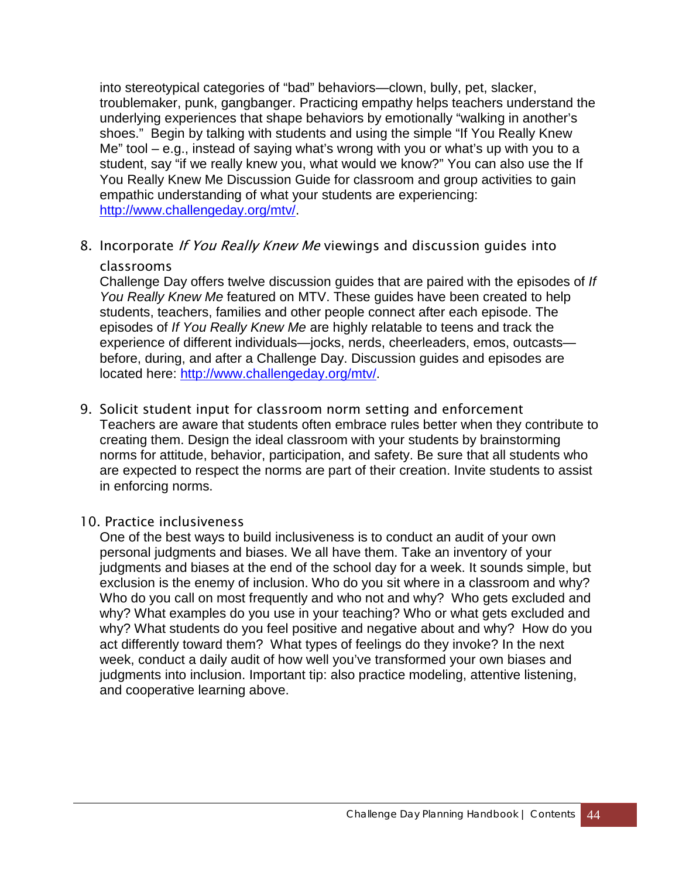into stereotypical categories of "bad" behaviors—clown, bully, pet, slacker, troublemaker, punk, gangbanger. Practicing empathy helps teachers understand the underlying experiences that shape behaviors by emotionally "walking in another's shoes." Begin by talking with students and using the simple "If You Really Knew Me" tool – e.g., instead of saying what's wrong with you or what's up with you to a student, say "if we really knew you, what would we know?" You can also use the If You Really Knew Me Discussion Guide for classroom and group activities to gain empathic understanding of what your students are experiencing: http://www.challengeday.org/mtv/.

8. Incorporate *If You Really Knew Me* viewings and discussion guides into classrooms

   Challenge Day offers twelve discussion guides that are paired with the episodes of *If You Really Knew Me* featured on MTV. These guides have been created to help students, teachers, families and other people connect after each episode. The episodes of *If You Really Knew Me* are highly relatable to teens and track the experience of different individuals—jocks, nerds, cheerleaders, emos, outcasts—before, during, and after a Challenge Day. Discussion guides and episodes are located here: http://www.challengeday.org/mtv/.

9. Solicit student input for classroom norm setting and enforcement

   Teachers are aware that students often embrace rules better when they contribute to creating them. Design the ideal classroom with your students by brainstorming norms for attitude, behavior, participation, and safety. Be sure that all students who are expected to respect the norms are part of their creation. Invite students to assist in enforcing norms.

10. Practice inclusiveness

    One of the best ways to build inclusiveness is to conduct an audit of your own personal judgments and biases. We all have them. Take an inventory of your judgments and biases at the end of the school day for a week. It sounds simple, but exclusion is the enemy of inclusion. Who do you sit where in a classroom and why? Who do you call on most frequently and who not and why? Who gets excluded and why? What examples do you use in your teaching? Who or what gets excluded and why? What students do you feel positive and negative about and why? How do you act differently toward them? What types of feelings do they invoke? In the next week, conduct a daily audit of how well you've transformed your own biases and judgments into inclusion. Important tip: also practice modeling, attentive listening, and cooperative learning above.